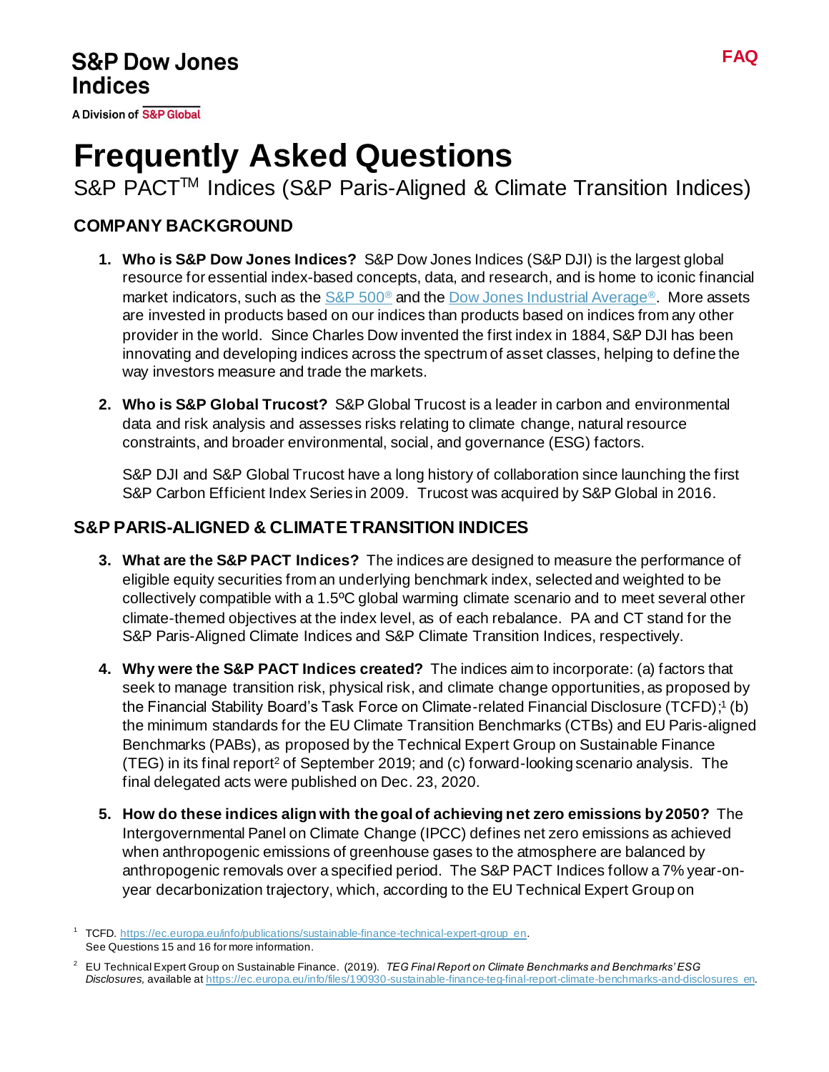S&P Dow Jones Indices

A Division of S&P Global

FAQ

# Frequently Asked Questions

S&P PACT™ Indices (S&P Paris-Aligned & Climate Transition Indices)

## COMPANY BACKGROUND

1. **Who is S&P Dow Jones Indices?** S&P Dow Jones Indices (S&P DJI) is the largest global resource for essential index-based concepts, data, and research, and is home to iconic financial market indicators, such as the S&P 500® and the Dow Jones Industrial Average®. More assets are invested in products based on our indices than products based on indices from any other provider in the world. Since Charles Dow invented the first index in 1884, S&P DJI has been innovating and developing indices across the spectrum of asset classes, helping to define the way investors measure and trade the markets.

2. **Who is S&P Global Trucost?** S&P Global Trucost is a leader in carbon and environmental data and risk analysis and assesses risks relating to climate change, natural resource constraints, and broader environmental, social, and governance (ESG) factors.

   S&P DJI and S&P Global Trucost have a long history of collaboration since launching the first S&P Carbon Efficient Index Series in 2009. Trucost was acquired by S&P Global in 2016.

## S&P PARIS-ALIGNED & CLIMATE TRANSITION INDICES

3. **What are the S&P PACT Indices?** The indices are designed to measure the performance of eligible equity securities from an underlying benchmark index, selected and weighted to be collectively compatible with a 1.5ºC global warming climate scenario and to meet several other climate-themed objectives at the index level, as of each rebalance. PA and CT stand for the S&P Paris-Aligned Climate Indices and S&P Climate Transition Indices, respectively.

4. **Why were the S&P PACT Indices created?** The indices aim to incorporate: (a) factors that seek to manage transition risk, physical risk, and climate change opportunities, as proposed by the Financial Stability Board's Task Force on Climate-related Financial Disclosure (TCFD);[1] (b) the minimum standards for the EU Climate Transition Benchmarks (CTBs) and EU Paris-aligned Benchmarks (PABs), as proposed by the Technical Expert Group on Sustainable Finance (TEG) in its final report[2] of September 2019; and (c) forward-looking scenario analysis. The final delegated acts were published on Dec. 23, 2020.

5. **How do these indices align with the goal of achieving net zero emissions by 2050?** The Intergovernmental Panel on Climate Change (IPCC) defines net zero emissions as achieved when anthropogenic emissions of greenhouse gases to the atmosphere are balanced by anthropogenic removals over a specified period. The S&P PACT Indices follow a 7% year-on-year decarbonization trajectory, which, according to the EU Technical Expert Group on

---

[1] TCFD. https://ec.europa.eu/info/publications/sustainable-finance-technical-expert-group_en. See Questions 15 and 16 for more information.

[2] EU Technical Expert Group on Sustainable Finance. (2019). *TEG Final Report on Climate Benchmarks and Benchmarks' ESG Disclosures,* available at https://ec.europa.eu/info/files/190930-sustainable-finance-teg-final-report-climate-benchmarks-and-disclosures_en.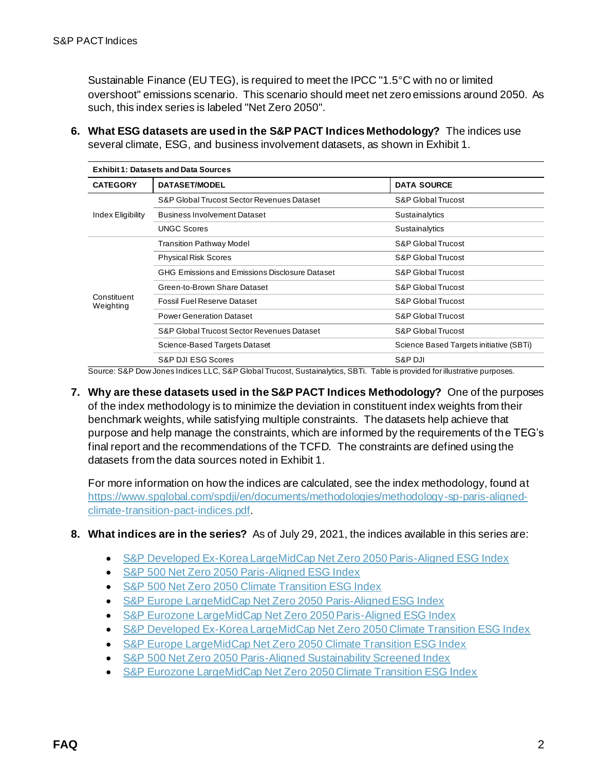Sustainable Finance (EU TEG), is required to meet the IPCC "1.5°C with no or limited overshoot" emissions scenario. This scenario should meet net zero emissions around 2050. As such, this index series is labeled "Net Zero 2050".

6. **What ESG datasets are used in the S&P PACT Indices Methodology?** The indices use several climate, ESG, and business involvement datasets, as shown in Exhibit 1.

**Exhibit 1: Datasets and Data Sources**

| CATEGORY | DATASET/MODEL | DATA SOURCE |
|---|---|---|
| Index Eligibility | S&P Global Trucost Sector Revenues Dataset | S&P Global Trucost |
| | Business Involvement Dataset | Sustainalytics |
| | UNGC Scores | Sustainalytics |
| Constituent Weighting | Transition Pathway Model | S&P Global Trucost |
| | Physical Risk Scores | S&P Global Trucost |
| | GHG Emissions and Emissions Disclosure Dataset | S&P Global Trucost |
| | Green-to-Brown Share Dataset | S&P Global Trucost |
| | Fossil Fuel Reserve Dataset | S&P Global Trucost |
| | Power Generation Dataset | S&P Global Trucost |
| | S&P Global Trucost Sector Revenues Dataset | S&P Global Trucost |
| | Science-Based Targets Dataset | Science Based Targets initiative (SBTi) |
| | S&P DJI ESG Scores | S&P DJI |

Source: S&P Dow Jones Indices LLC, S&P Global Trucost, Sustainalytics, SBTi. Table is provided for illustrative purposes.

7. **Why are these datasets used in the S&P PACT Indices Methodology?** One of the purposes of the index methodology is to minimize the deviation in constituent index weights from their benchmark weights, while satisfying multiple constraints. The datasets help achieve that purpose and help manage the constraints, which are informed by the requirements of the TEG's final report and the recommendations of the TCFD. The constraints are defined using the datasets from the data sources noted in Exhibit 1.

   For more information on how the indices are calculated, see the index methodology, found at [https://www.spglobal.com/spdji/en/documents/methodologies/methodology-sp-paris-aligned-climate-transition-pact-indices.pdf](https://www.spglobal.com/spdji/en/documents/methodologies/methodology-sp-paris-aligned-climate-transition-pact-indices.pdf).

8. **What indices are in the series?** As of July 29, 2021, the indices available in this series are:

   - S&P Developed Ex-Korea LargeMidCap Net Zero 2050 Paris-Aligned ESG Index
   - S&P 500 Net Zero 2050 Paris-Aligned ESG Index
   - S&P 500 Net Zero 2050 Climate Transition ESG Index
   - S&P Europe LargeMidCap Net Zero 2050 Paris-Aligned ESG Index
   - S&P Eurozone LargeMidCap Net Zero 2050 Paris-Aligned ESG Index
   - S&P Developed Ex-Korea LargeMidCap Net Zero 2050 Climate Transition ESG Index
   - S&P Europe LargeMidCap Net Zero 2050 Climate Transition ESG Index
   - S&P 500 Net Zero 2050 Paris-Aligned Sustainability Screened Index
   - S&P Eurozone LargeMidCap Net Zero 2050 Climate Transition ESG Index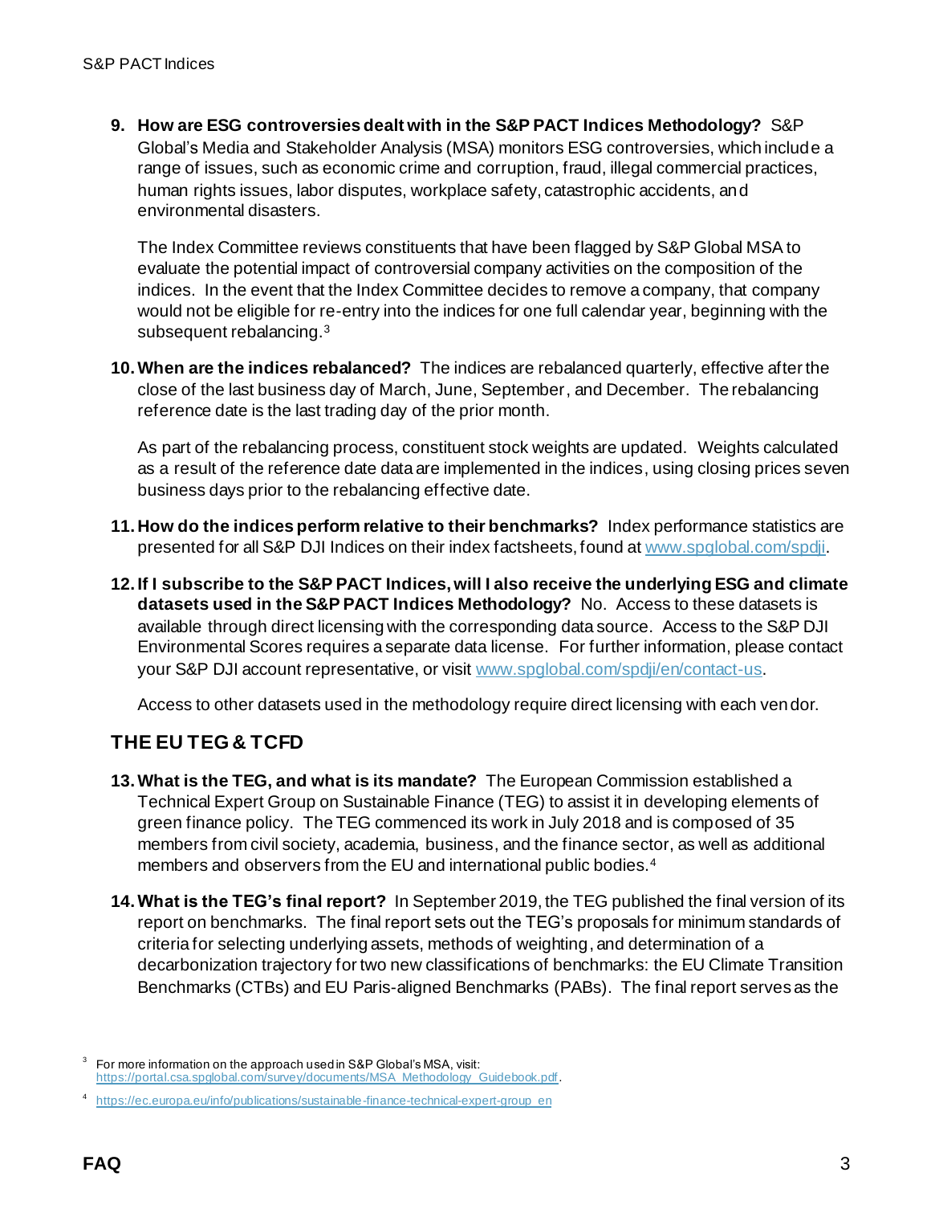9. **How are ESG controversies dealt with in the S&P PACT Indices Methodology?** S&P Global's Media and Stakeholder Analysis (MSA) monitors ESG controversies, which include a range of issues, such as economic crime and corruption, fraud, illegal commercial practices, human rights issues, labor disputes, workplace safety, catastrophic accidents, and environmental disasters.

   The Index Committee reviews constituents that have been flagged by S&P Global MSA to evaluate the potential impact of controversial company activities on the composition of the indices. In the event that the Index Committee decides to remove a company, that company would not be eligible for re-entry into the indices for one full calendar year, beginning with the subsequent rebalancing.[3]

10. **When are the indices rebalanced?** The indices are rebalanced quarterly, effective after the close of the last business day of March, June, September, and December. The rebalancing reference date is the last trading day of the prior month.

    As part of the rebalancing process, constituent stock weights are updated. Weights calculated as a result of the reference date data are implemented in the indices, using closing prices seven business days prior to the rebalancing effective date.

11. **How do the indices perform relative to their benchmarks?** Index performance statistics are presented for all S&P DJI Indices on their index factsheets, found at [www.spglobal.com/spdji](www.spglobal.com/spdji).

12. **If I subscribe to the S&P PACT Indices, will I also receive the underlying ESG and climate datasets used in the S&P PACT Indices Methodology?** No. Access to these datasets is available through direct licensing with the corresponding data source. Access to the S&P DJI Environmental Scores requires a separate data license. For further information, please contact your S&P DJI account representative, or visit [www.spglobal.com/spdji/en/contact-us](www.spglobal.com/spdji/en/contact-us).

    Access to other datasets used in the methodology require direct licensing with each vendor.

## THE EU TEG & TCFD

13. **What is the TEG, and what is its mandate?** The European Commission established a Technical Expert Group on Sustainable Finance (TEG) to assist it in developing elements of green finance policy. The TEG commenced its work in July 2018 and is composed of 35 members from civil society, academia, business, and the finance sector, as well as additional members and observers from the EU and international public bodies.[4]

14. **What is the TEG's final report?** In September 2019, the TEG published the final version of its report on benchmarks. The final report sets out the TEG's proposals for minimum standards of criteria for selecting underlying assets, methods of weighting, and determination of a decarbonization trajectory for two new classifications of benchmarks: the EU Climate Transition Benchmarks (CTBs) and EU Paris-aligned Benchmarks (PABs). The final report serves as the

---

[3] For more information on the approach used in S&P Global's MSA, visit: [https://portal.csa.spglobal.com/survey/documents/MSA_Methodology_Guidebook.pdf](https://portal.csa.spglobal.com/survey/documents/MSA_Methodology_Guidebook.pdf).

[4] [https://ec.europa.eu/info/publications/sustainable-finance-technical-expert-group_en](https://ec.europa.eu/info/publications/sustainable-finance-technical-expert-group_en)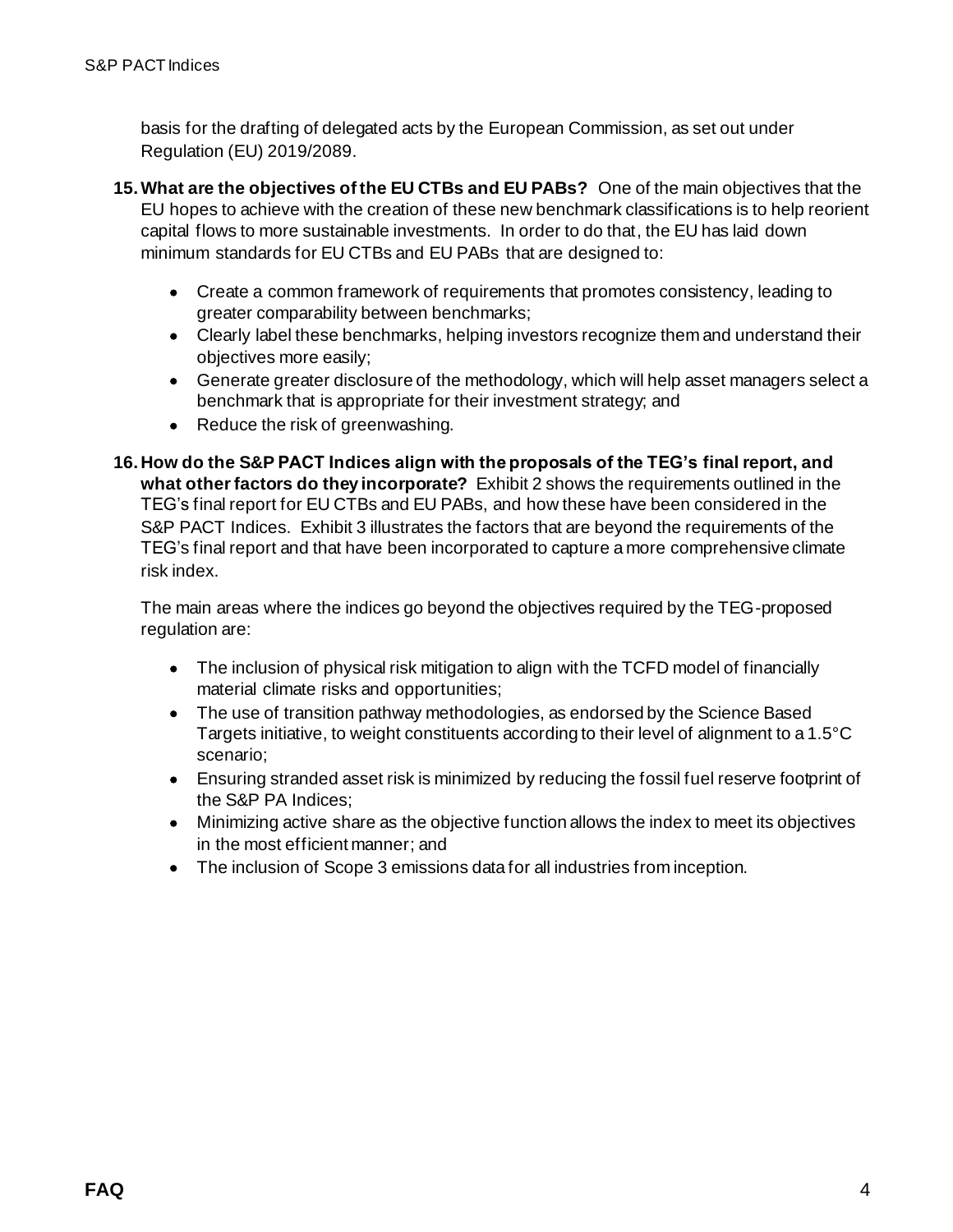basis for the drafting of delegated acts by the European Commission, as set out under Regulation (EU) 2019/2089.

15. **What are the objectives of the EU CTBs and EU PABs?** One of the main objectives that the EU hopes to achieve with the creation of these new benchmark classifications is to help reorient capital flows to more sustainable investments. In order to do that, the EU has laid down minimum standards for EU CTBs and EU PABs that are designed to:

    - Create a common framework of requirements that promotes consistency, leading to greater comparability between benchmarks;
    - Clearly label these benchmarks, helping investors recognize them and understand their objectives more easily;
    - Generate greater disclosure of the methodology, which will help asset managers select a benchmark that is appropriate for their investment strategy; and
    - Reduce the risk of greenwashing.

16. **How do the S&P PACT Indices align with the proposals of the TEG's final report, and what other factors do they incorporate?** Exhibit 2 shows the requirements outlined in the TEG's final report for EU CTBs and EU PABs, and how these have been considered in the S&P PACT Indices. Exhibit 3 illustrates the factors that are beyond the requirements of the TEG's final report and that have been incorporated to capture a more comprehensive climate risk index.

    The main areas where the indices go beyond the objectives required by the TEG-proposed regulation are:

    - The inclusion of physical risk mitigation to align with the TCFD model of financially material climate risks and opportunities;
    - The use of transition pathway methodologies, as endorsed by the Science Based Targets initiative, to weight constituents according to their level of alignment to a 1.5°C scenario;
    - Ensuring stranded asset risk is minimized by reducing the fossil fuel reserve footprint of the S&P PA Indices;
    - Minimizing active share as the objective function allows the index to meet its objectives in the most efficient manner; and
    - The inclusion of Scope 3 emissions data for all industries from inception.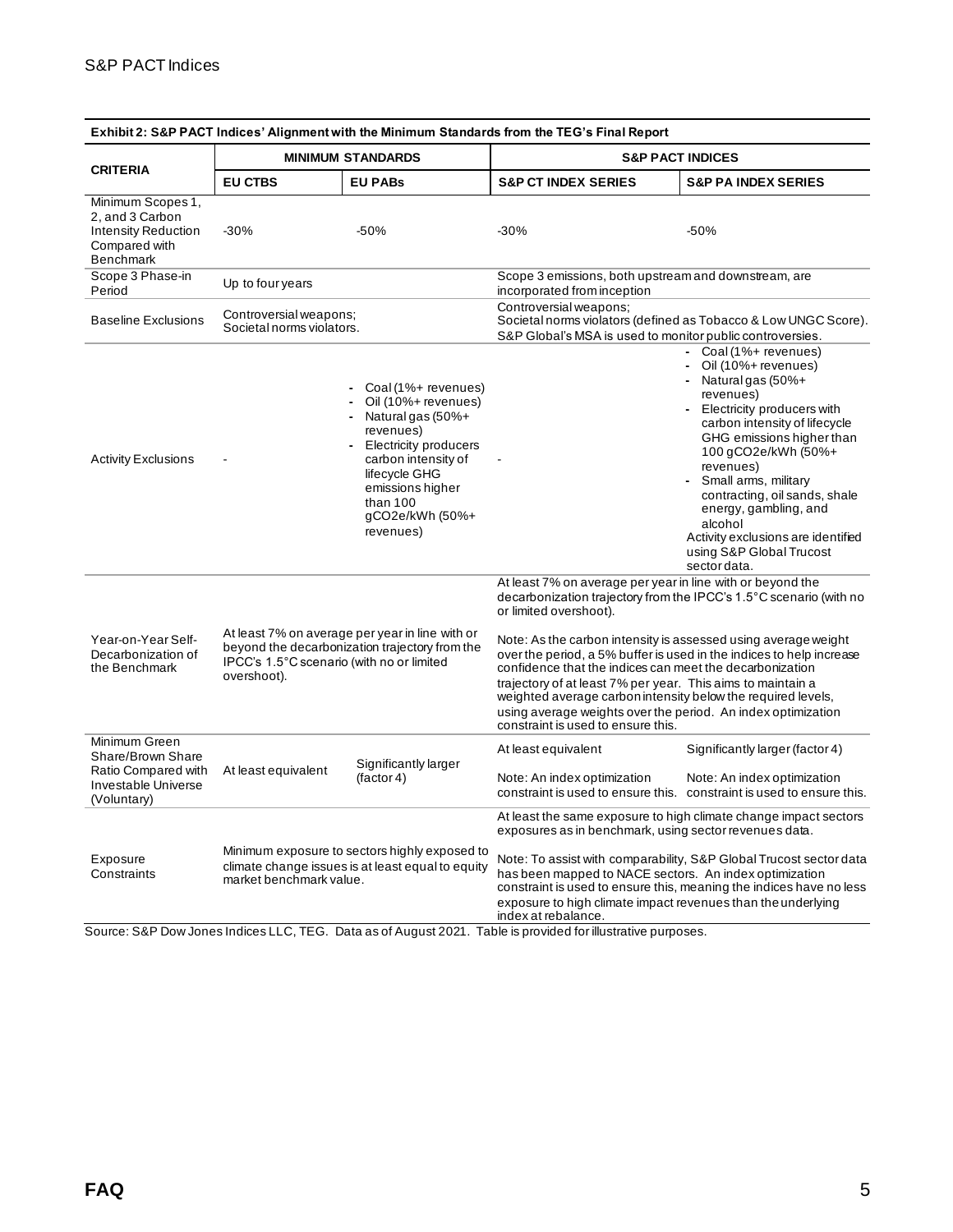**Exhibit 2: S&P PACT Indices' Alignment with the Minimum Standards from the TEG's Final Report**

| CRITERIA | MINIMUM STANDARDS | | S&P PACT INDICES | |
|---|---|---|---|---|
| | **EU CTBS** | **EU PABs** | **S&P CT INDEX SERIES** | **S&P PA INDEX SERIES** |
| Minimum Scopes 1, 2, and 3 Carbon Intensity Reduction Compared with Benchmark | -30% | -50% | -30% | -50% |
| Scope 3 Phase-in Period | Up to four years | | Scope 3 emissions, both upstream and downstream, are incorporated from inception | |
| Baseline Exclusions | Controversial weapons; Societal norms violators. | | Controversial weapons; Societal norms violators (defined as Tobacco & Low UNGC Score). S&P Global's MSA is used to monitor public controversies. | |
| Activity Exclusions | - | - Coal (1%+ revenues)<br>- Oil (10%+ revenues)<br>- Natural gas (50%+ revenues)<br>- Electricity producers carbon intensity of lifecycle GHG emissions higher than 100 gCO2e/kWh (50%+ revenues) | - | - Coal (1%+ revenues)<br>- Oil (10%+ revenues)<br>- Natural gas (50%+ revenues)<br>- Electricity producers with carbon intensity of lifecycle GHG emissions higher than 100 gCO2e/kWh (50%+ revenues)<br>- Small arms, military contracting, oil sands, shale energy, gambling, and alcohol<br>Activity exclusions are identified using S&P Global Trucost sector data. |
| Year-on-Year Self-Decarbonization of the Benchmark | At least 7% on average per year in line with or beyond the decarbonization trajectory from the IPCC's 1.5°C scenario (with no or limited overshoot). | | At least 7% on average per year in line with or beyond the decarbonization trajectory from the IPCC's 1.5°C scenario (with no or limited overshoot).<br><br>Note: As the carbon intensity is assessed using average weight over the period, a 5% buffer is used in the indices to help increase confidence that the indices can meet the decarbonization trajectory of at least 7% per year. This aims to maintain a weighted average carbon intensity below the required levels, using average weights over the period. An index optimization constraint is used to ensure this. | |
| Minimum Green Share/Brown Share Ratio Compared with Investable Universe (Voluntary) | At least equivalent | Significantly larger (factor 4) | At least equivalent<br><br>Note: An index optimization constraint is used to ensure this. | Significantly larger (factor 4)<br><br>Note: An index optimization constraint is used to ensure this. |
| Exposure Constraints | Minimum exposure to sectors highly exposed to climate change issues is at least equal to equity market benchmark value. | | At least the same exposure to high climate change impact sectors exposures as in benchmark, using sector revenues data.<br><br>Note: To assist with comparability, S&P Global Trucost sector data has been mapped to NACE sectors. An index optimization constraint is used to ensure this, meaning the indices have no less exposure to high climate impact revenues than the underlying index at rebalance. | |

Source: S&P Dow Jones Indices LLC, TEG. Data as of August 2021. Table is provided for illustrative purposes.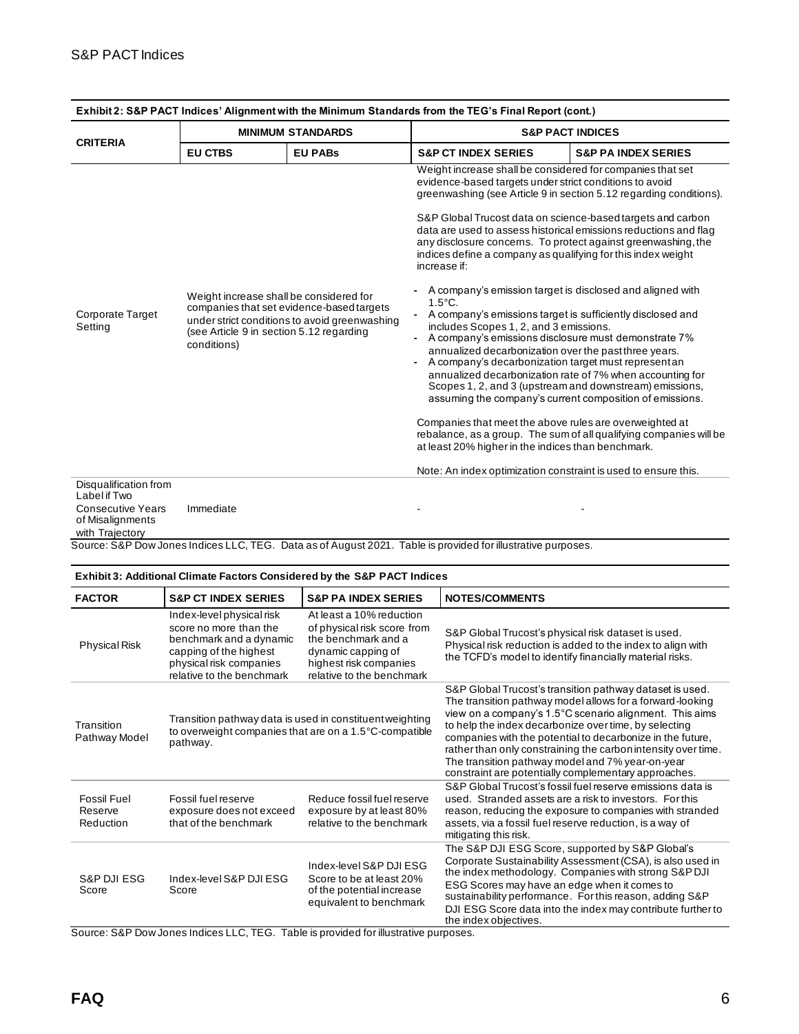**Exhibit 2: S&P PACT Indices' Alignment with the Minimum Standards from the TEG's Final Report (cont.)**

| CRITERIA | MINIMUM STANDARDS | | S&P PACT INDICES | |
|---|---|---|---|---|
| | EU CTBS | EU PABs | S&P CT INDEX SERIES | S&P PA INDEX SERIES |
| Corporate Target Setting | Weight increase shall be considered for companies that set evidence-based targets under strict conditions to avoid greenwashing (see Article 9 in section 5.12 regarding conditions) | | Weight increase shall be considered for companies that set evidence-based targets under strict conditions to avoid greenwashing (see Article 9 in section 5.12 regarding conditions).<br><br>S&P Global Trucost data on science-based targets and carbon data are used to assess historical emissions reductions and flag any disclosure concerns. To protect against greenwashing, the indices define a company as qualifying for this index weight increase if:<br><br>- A company's emission target is disclosed and aligned with 1.5°C.<br>- A company's emissions target is sufficiently disclosed and includes Scopes 1, 2, and 3 emissions.<br>- A company's emissions disclosure must demonstrate 7% annualized decarbonization over the past three years.<br>- A company's decarbonization target must represent an annualized decarbonization rate of 7% when accounting for Scopes 1, 2, and 3 (upstream and downstream) emissions, assuming the company's current composition of emissions.<br><br>Companies that meet the above rules are overweighted at rebalance, as a group. The sum of all qualifying companies will be at least 20% higher in the indices than benchmark.<br><br>Note: An index optimization constraint is used to ensure this. | |
| Disqualification from Label if Two Consecutive Years of Misalignments with Trajectory | Immediate | | - | - |

Source: S&P Dow Jones Indices LLC, TEG. Data as of August 2021. Table is provided for illustrative purposes.

**Exhibit 3: Additional Climate Factors Considered by the S&P PACT Indices**

| FACTOR | S&P CT INDEX SERIES | S&P PA INDEX SERIES | NOTES/COMMENTS |
|---|---|---|---|
| Physical Risk | Index-level physical risk score no more than the benchmark and a dynamic capping of the highest physical risk companies relative to the benchmark | At least a 10% reduction of physical risk score from the benchmark and a dynamic capping of highest risk companies relative to the benchmark | S&P Global Trucost's physical risk dataset is used. Physical risk reduction is added to the index to align with the TCFD's model to identify financially material risks. |
| Transition Pathway Model | Transition pathway data is used in constituent weighting to overweight companies that are on a 1.5°C-compatible pathway. | | S&P Global Trucost's transition pathway dataset is used. The transition pathway model allows for a forward-looking view on a company's 1.5°C scenario alignment. This aims to help the index decarbonize over time, by selecting companies with the potential to decarbonize in the future, rather than only constraining the carbon intensity over time. The transition pathway model and 7% year-on-year constraint are potentially complementary approaches. |
| Fossil Fuel Reserve Reduction | Fossil fuel reserve exposure does not exceed that of the benchmark | Reduce fossil fuel reserve exposure by at least 80% relative to the benchmark | S&P Global Trucost's fossil fuel reserve emissions data is used. Stranded assets are a risk to investors. For this reason, reducing the exposure to companies with stranded assets, via a fossil fuel reserve reduction, is a way of mitigating this risk. |
| S&P DJI ESG Score | Index-level S&P DJI ESG Score | Index-level S&P DJI ESG Score to be at least 20% of the potential increase equivalent to benchmark | The S&P DJI ESG Score, supported by S&P Global's Corporate Sustainability Assessment (CSA), is also used in the index methodology. Companies with strong S&P DJI ESG Scores may have an edge when it comes to sustainability performance. For this reason, adding S&P DJI ESG Score data into the index may contribute further to the index objectives. |

Source: S&P Dow Jones Indices LLC, TEG. Table is provided for illustrative purposes.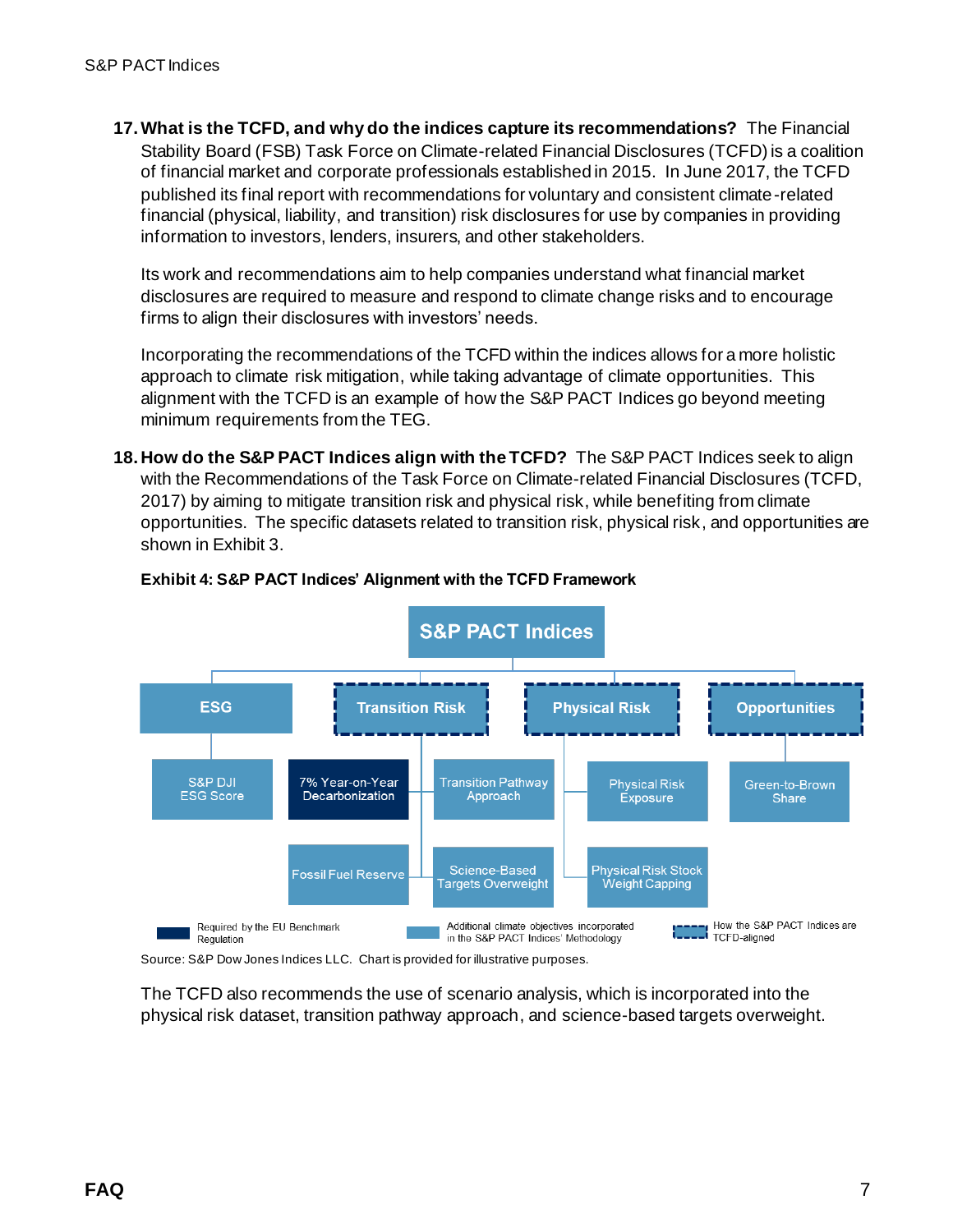17. **What is the TCFD, and why do the indices capture its recommendations?** The Financial Stability Board (FSB) Task Force on Climate-related Financial Disclosures (TCFD) is a coalition of financial market and corporate professionals established in 2015. In June 2017, the TCFD published its final report with recommendations for voluntary and consistent climate-related financial (physical, liability, and transition) risk disclosures for use by companies in providing information to investors, lenders, insurers, and other stakeholders.

    Its work and recommendations aim to help companies understand what financial market disclosures are required to measure and respond to climate change risks and to encourage firms to align their disclosures with investors' needs.

    Incorporating the recommendations of the TCFD within the indices allows for a more holistic approach to climate risk mitigation, while taking advantage of climate opportunities. This alignment with the TCFD is an example of how the S&P PACT Indices go beyond meeting minimum requirements from the TEG.

18. **How do the S&P PACT Indices align with the TCFD?** The S&P PACT Indices seek to align with the Recommendations of the Task Force on Climate-related Financial Disclosures (TCFD, 2017) by aiming to mitigate transition risk and physical risk, while benefiting from climate opportunities. The specific datasets related to transition risk, physical risk, and opportunities are shown in Exhibit 3.

    **Exhibit 4: S&P PACT Indices' Alignment with the TCFD Framework**

    S&P PACT Indices
    - ESG
      - S&P DJI ESG Score
    - Transition Risk
      - 7% Year-on-Year Decarbonization
      - Transition Pathway Approach
      - Fossil Fuel Reserve
      - Science-Based Targets Overweight
    - Physical Risk
      - Physical Risk Exposure
      - Physical Risk Stock Weight Capping
    - Opportunities
      - Green-to-Brown Share

    Legend: Required by the EU Benchmark Regulation (7% Year-on-Year Decarbonization) | Additional climate objectives incorporated in the S&P PACT Indices' Methodology | How the S&P PACT Indices are TCFD-aligned (Transition Risk, Physical Risk, Opportunities)

    Source: S&P Dow Jones Indices LLC. Chart is provided for illustrative purposes.

    The TCFD also recommends the use of scenario analysis, which is incorporated into the physical risk dataset, transition pathway approach, and science-based targets overweight.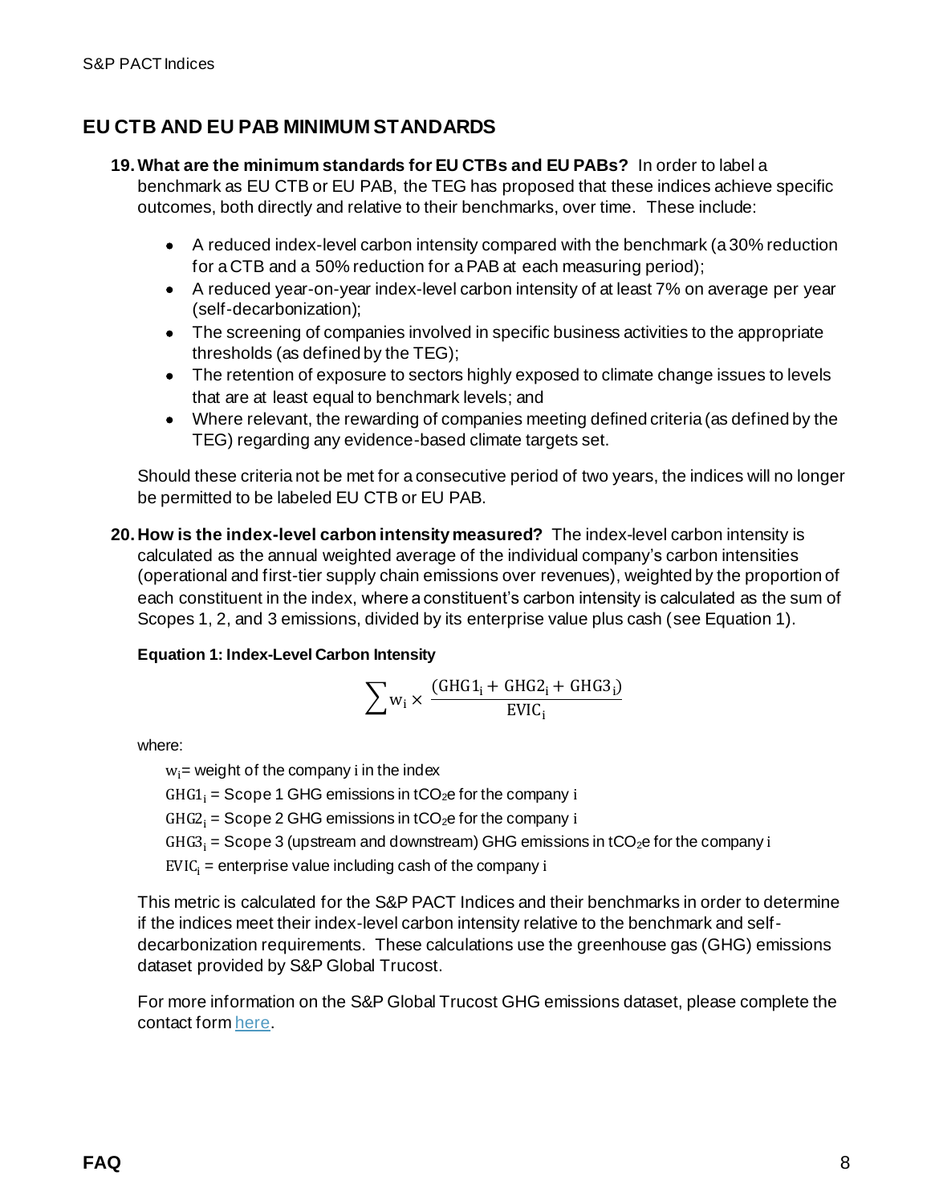## EU CTB AND EU PAB MINIMUM STANDARDS

19. **What are the minimum standards for EU CTBs and EU PABs?** In order to label a benchmark as EU CTB or EU PAB, the TEG has proposed that these indices achieve specific outcomes, both directly and relative to their benchmarks, over time. These include:

    - A reduced index-level carbon intensity compared with the benchmark (a 30% reduction for a CTB and a 50% reduction for a PAB at each measuring period);
    - A reduced year-on-year index-level carbon intensity of at least 7% on average per year (self-decarbonization);
    - The screening of companies involved in specific business activities to the appropriate thresholds (as defined by the TEG);
    - The retention of exposure to sectors highly exposed to climate change issues to levels that are at least equal to benchmark levels; and
    - Where relevant, the rewarding of companies meeting defined criteria (as defined by the TEG) regarding any evidence-based climate targets set.

    Should these criteria not be met for a consecutive period of two years, the indices will no longer be permitted to be labeled EU CTB or EU PAB.

20. **How is the index-level carbon intensity measured?** The index-level carbon intensity is calculated as the annual weighted average of the individual company's carbon intensities (operational and first-tier supply chain emissions over revenues), weighted by the proportion of each constituent in the index, where a constituent's carbon intensity is calculated as the sum of Scopes 1, 2, and 3 emissions, divided by its enterprise value plus cash (see Equation 1).

    **Equation 1: Index-Level Carbon Intensity**

    $$\sum \mathrm{w_i} \times \frac{(\mathrm{GHG1_i} + \mathrm{GHG2_i} + \mathrm{GHG3_i})}{\mathrm{EVIC_i}}$$

    where:

    $\mathrm{w_i}$ = weight of the company $\mathrm{i}$ in the index
    $\mathrm{GHG1_i}$ = Scope 1 GHG emissions in $tCO_2e$ for the company $\mathrm{i}$
    $\mathrm{GHG2_i}$ = Scope 2 GHG emissions in $tCO_2e$ for the company $\mathrm{i}$
    $\mathrm{GHG3_i}$ = Scope 3 (upstream and downstream) GHG emissions in $tCO_2e$ for the company $\mathrm{i}$
    $\mathrm{EVIC_i}$ = enterprise value including cash of the company $\mathrm{i}$

    This metric is calculated for the S&P PACT Indices and their benchmarks in order to determine if the indices meet their index-level carbon intensity relative to the benchmark and self-decarbonization requirements. These calculations use the greenhouse gas (GHG) emissions dataset provided by S&P Global Trucost.

    For more information on the S&P Global Trucost GHG emissions dataset, please complete the contact form here.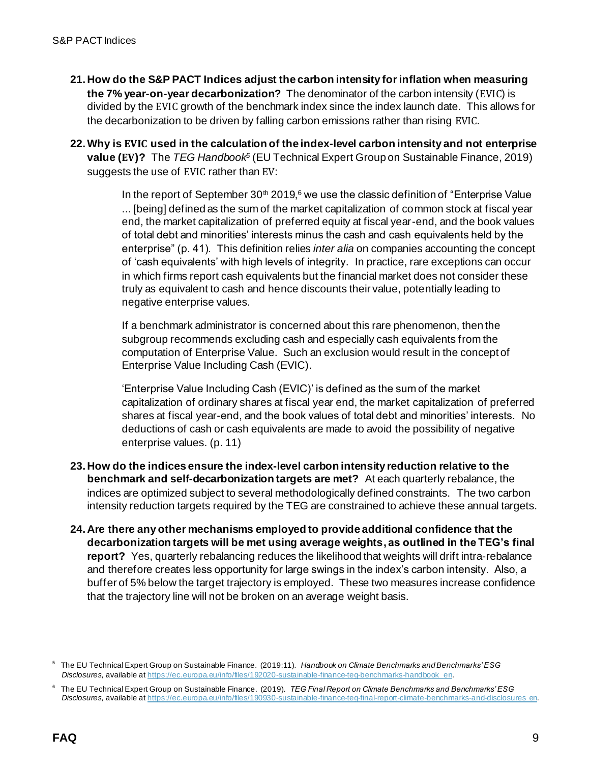21. **How do the S&P PACT Indices adjust the carbon intensity for inflation when measuring the 7% year-on-year decarbonization?** The denominator of the carbon intensity (EVIC) is divided by the EVIC growth of the benchmark index since the index launch date. This allows for the decarbonization to be driven by falling carbon emissions rather than rising EVIC.

22. **Why is EVIC used in the calculation of the index-level carbon intensity and not enterprise value (EV)?** The *TEG Handbook*[5] (EU Technical Expert Group on Sustainable Finance, 2019) suggests the use of EVIC rather than EV:

    > In the report of September 30th 2019,[6] we use the classic definition of "Enterprise Value ... [being] defined as the sum of the market capitalization of common stock at fiscal year end, the market capitalization of preferred equity at fiscal year-end, and the book values of total debt and minorities' interests minus the cash and cash equivalents held by the enterprise" (p. 41). This definition relies *inter alia* on companies accounting the concept of 'cash equivalents' with high levels of integrity. In practice, rare exceptions can occur in which firms report cash equivalents but the financial market does not consider these truly as equivalent to cash and hence discounts their value, potentially leading to negative enterprise values.
    >
    > If a benchmark administrator is concerned about this rare phenomenon, then the subgroup recommends excluding cash and especially cash equivalents from the computation of Enterprise Value. Such an exclusion would result in the concept of Enterprise Value Including Cash (EVIC).
    >
    > 'Enterprise Value Including Cash (EVIC)' is defined as the sum of the market capitalization of ordinary shares at fiscal year end, the market capitalization of preferred shares at fiscal year-end, and the book values of total debt and minorities' interests. No deductions of cash or cash equivalents are made to avoid the possibility of negative enterprise values. (p. 11)

23. **How do the indices ensure the index-level carbon intensity reduction relative to the benchmark and self-decarbonization targets are met?** At each quarterly rebalance, the indices are optimized subject to several methodologically defined constraints. The two carbon intensity reduction targets required by the TEG are constrained to achieve these annual targets.

24. **Are there any other mechanisms employed to provide additional confidence that the decarbonization targets will be met using average weights, as outlined in the TEG's final report?** Yes, quarterly rebalancing reduces the likelihood that weights will drift intra-rebalance and therefore creates less opportunity for large swings in the index's carbon intensity. Also, a buffer of 5% below the target trajectory is employed. These two measures increase confidence that the trajectory line will not be broken on an average weight basis.

---

[5] The EU Technical Expert Group on Sustainable Finance. (2019:11). *Handbook on Climate Benchmarks and Benchmarks' ESG Disclosures,* available at https://ec.europa.eu/info/files/192020-sustainable-finance-teg-benchmarks-handbook_en.

[6] The EU Technical Expert Group on Sustainable Finance. (2019). *TEG Final Report on Climate Benchmarks and Benchmarks' ESG Disclosures,* available at https://ec.europa.eu/info/files/190930-sustainable-finance-teg-final-report-climate-benchmarks-and-disclosures_en.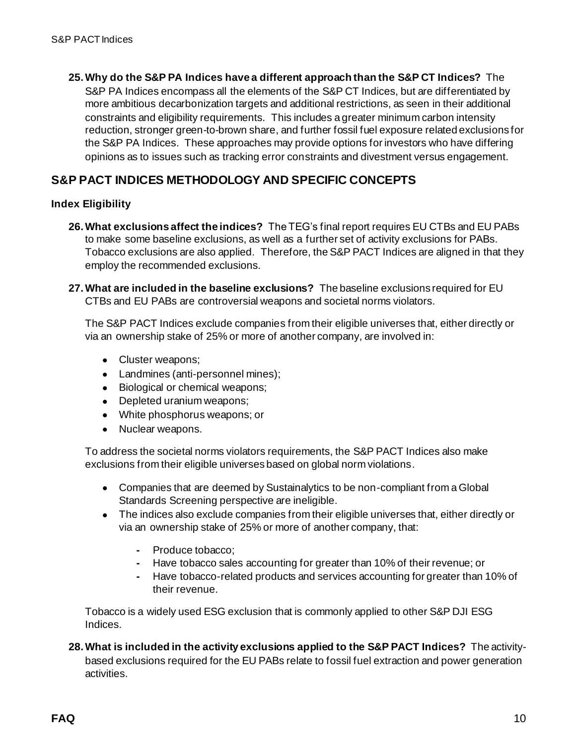**25. Why do the S&P PA Indices have a different approach than the S&P CT Indices?** The S&P PA Indices encompass all the elements of the S&P CT Indices, but are differentiated by more ambitious decarbonization targets and additional restrictions, as seen in their additional constraints and eligibility requirements. This includes a greater minimum carbon intensity reduction, stronger green-to-brown share, and further fossil fuel exposure related exclusions for the S&P PA Indices. These approaches may provide options for investors who have differing opinions as to issues such as tracking error constraints and divestment versus engagement.

## S&P PACT INDICES METHODOLOGY AND SPECIFIC CONCEPTS

### Index Eligibility

**26. What exclusions affect the indices?** The TEG's final report requires EU CTBs and EU PABs to make some baseline exclusions, as well as a further set of activity exclusions for PABs. Tobacco exclusions are also applied. Therefore, the S&P PACT Indices are aligned in that they employ the recommended exclusions.

**27. What are included in the baseline exclusions?** The baseline exclusions required for EU CTBs and EU PABs are controversial weapons and societal norms violators.

The S&P PACT Indices exclude companies from their eligible universes that, either directly or via an ownership stake of 25% or more of another company, are involved in:

- Cluster weapons;
- Landmines (anti-personnel mines);
- Biological or chemical weapons;
- Depleted uranium weapons;
- White phosphorus weapons; or
- Nuclear weapons.

To address the societal norms violators requirements, the S&P PACT Indices also make exclusions from their eligible universes based on global norm violations.

- Companies that are deemed by Sustainalytics to be non-compliant from a Global Standards Screening perspective are ineligible.
- The indices also exclude companies from their eligible universes that, either directly or via an ownership stake of 25% or more of another company, that:
  - Produce tobacco;
  - Have tobacco sales accounting for greater than 10% of their revenue; or
  - Have tobacco-related products and services accounting for greater than 10% of their revenue.

Tobacco is a widely used ESG exclusion that is commonly applied to other S&P DJI ESG Indices.

**28. What is included in the activity exclusions applied to the S&P PACT Indices?** The activity-based exclusions required for the EU PABs relate to fossil fuel extraction and power generation activities.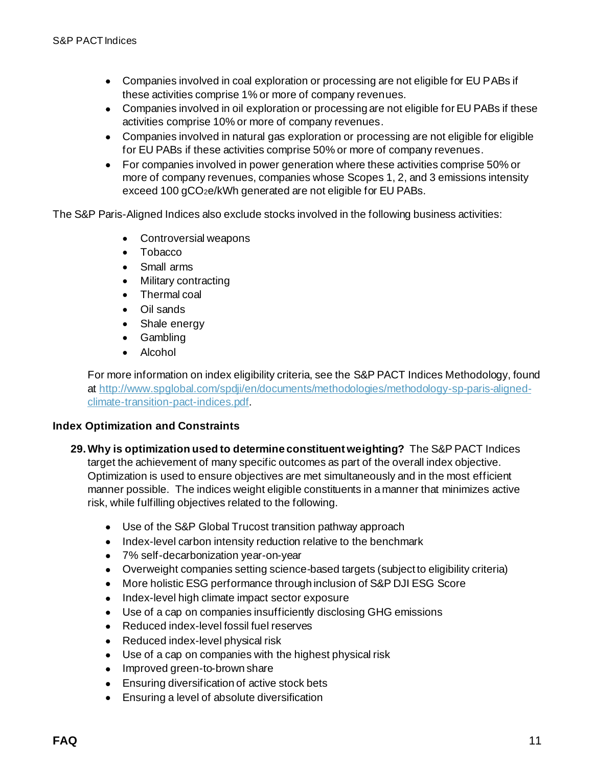- Companies involved in coal exploration or processing are not eligible for EU PABs if these activities comprise 1% or more of company revenues.
- Companies involved in oil exploration or processing are not eligible for EU PABs if these activities comprise 10% or more of company revenues.
- Companies involved in natural gas exploration or processing are not eligible for eligible for EU PABs if these activities comprise 50% or more of company revenues.
- For companies involved in power generation where these activities comprise 50% or more of company revenues, companies whose Scopes 1, 2, and 3 emissions intensity exceed 100 $gCO_2e/kWh$ generated are not eligible for EU PABs.

The S&P Paris-Aligned Indices also exclude stocks involved in the following business activities:

- Controversial weapons
- Tobacco
- Small arms
- Military contracting
- Thermal coal
- Oil sands
- Shale energy
- Gambling
- Alcohol

For more information on index eligibility criteria, see the S&P PACT Indices Methodology, found at [http://www.spglobal.com/spdji/en/documents/methodologies/methodology-sp-paris-aligned-climate-transition-pact-indices.pdf](http://www.spglobal.com/spdji/en/documents/methodologies/methodology-sp-paris-aligned-climate-transition-pact-indices.pdf).

### Index Optimization and Constraints

29. **Why is optimization used to determine constituent weighting?** The S&P PACT Indices target the achievement of many specific outcomes as part of the overall index objective. Optimization is used to ensure objectives are met simultaneously and in the most efficient manner possible. The indices weight eligible constituents in a manner that minimizes active risk, while fulfilling objectives related to the following.

    - Use of the S&P Global Trucost transition pathway approach
    - Index-level carbon intensity reduction relative to the benchmark
    - 7% self-decarbonization year-on-year
    - Overweight companies setting science-based targets (subject to eligibility criteria)
    - More holistic ESG performance through inclusion of S&P DJI ESG Score
    - Index-level high climate impact sector exposure
    - Use of a cap on companies insufficiently disclosing GHG emissions
    - Reduced index-level fossil fuel reserves
    - Reduced index-level physical risk
    - Use of a cap on companies with the highest physical risk
    - Improved green-to-brown share
    - Ensuring diversification of active stock bets
    - Ensuring a level of absolute diversification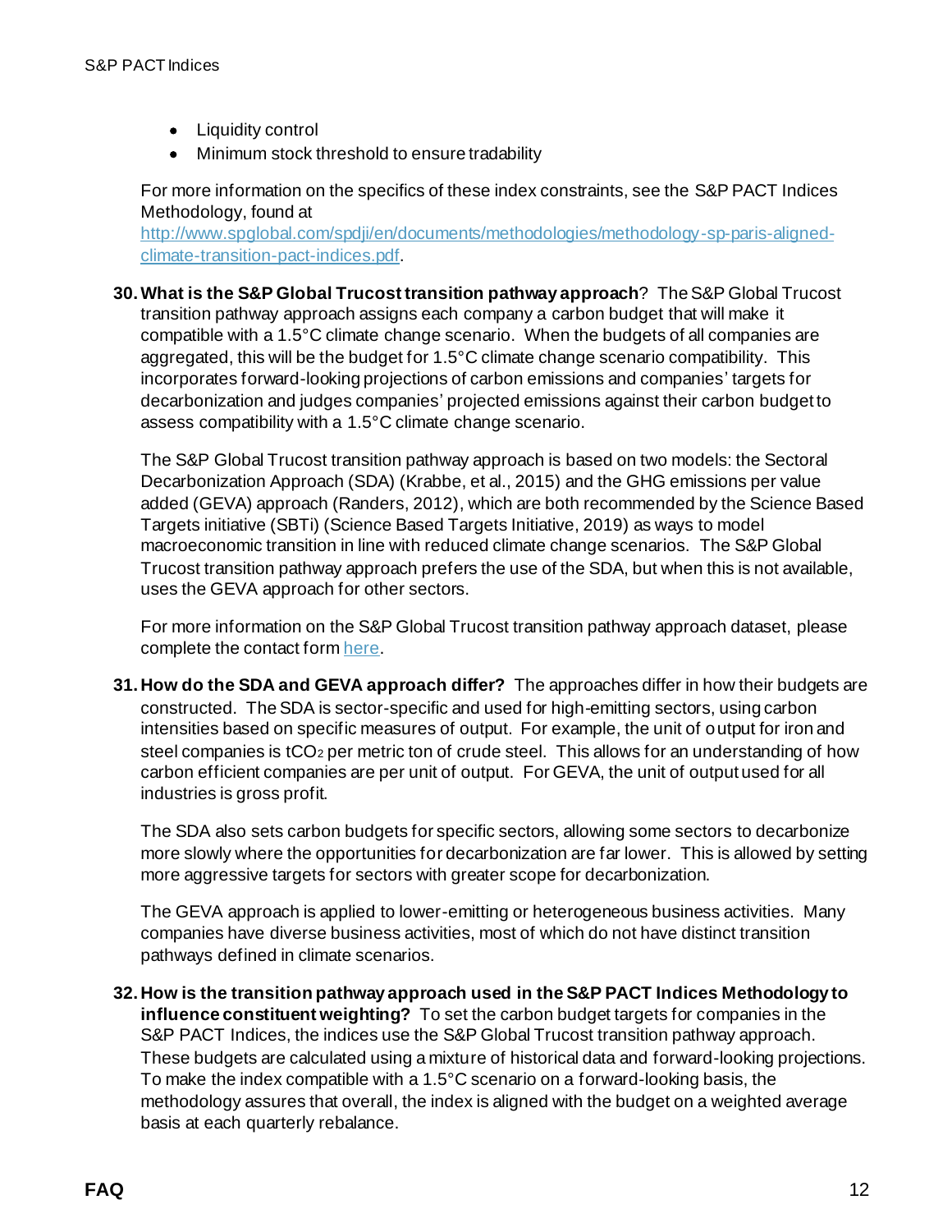- Liquidity control
- Minimum stock threshold to ensure tradability

For more information on the specifics of these index constraints, see the S&P PACT Indices Methodology, found at [http://www.spglobal.com/spdji/en/documents/methodologies/methodology-sp-paris-aligned-climate-transition-pact-indices.pdf](http://www.spglobal.com/spdji/en/documents/methodologies/methodology-sp-paris-aligned-climate-transition-pact-indices.pdf).

30. **What is the S&P Global Trucost transition pathway approach**? The S&P Global Trucost transition pathway approach assigns each company a carbon budget that will make it compatible with a 1.5°C climate change scenario. When the budgets of all companies are aggregated, this will be the budget for 1.5°C climate change scenario compatibility. This incorporates forward-looking projections of carbon emissions and companies' targets for decarbonization and judges companies' projected emissions against their carbon budget to assess compatibility with a 1.5°C climate change scenario.

    The S&P Global Trucost transition pathway approach is based on two models: the Sectoral Decarbonization Approach (SDA) (Krabbe, et al., 2015) and the GHG emissions per value added (GEVA) approach (Randers, 2012), which are both recommended by the Science Based Targets initiative (SBTi) (Science Based Targets Initiative, 2019) as ways to model macroeconomic transition in line with reduced climate change scenarios. The S&P Global Trucost transition pathway approach prefers the use of the SDA, but when this is not available, uses the GEVA approach for other sectors.

    For more information on the S&P Global Trucost transition pathway approach dataset, please complete the contact form here.

31. **How do the SDA and GEVA approach differ?** The approaches differ in how their budgets are constructed. The SDA is sector-specific and used for high-emitting sectors, using carbon intensities based on specific measures of output. For example, the unit of output for iron and steel companies is $tCO_2$ per metric ton of crude steel. This allows for an understanding of how carbon efficient companies are per unit of output. For GEVA, the unit of output used for all industries is gross profit.

    The SDA also sets carbon budgets for specific sectors, allowing some sectors to decarbonize more slowly where the opportunities for decarbonization are far lower. This is allowed by setting more aggressive targets for sectors with greater scope for decarbonization.

    The GEVA approach is applied to lower-emitting or heterogeneous business activities. Many companies have diverse business activities, most of which do not have distinct transition pathways defined in climate scenarios.

32. **How is the transition pathway approach used in the S&P PACT Indices Methodology to influence constituent weighting?** To set the carbon budget targets for companies in the S&P PACT Indices, the indices use the S&P Global Trucost transition pathway approach. These budgets are calculated using a mixture of historical data and forward-looking projections. To make the index compatible with a 1.5°C scenario on a forward-looking basis, the methodology assures that overall, the index is aligned with the budget on a weighted average basis at each quarterly rebalance.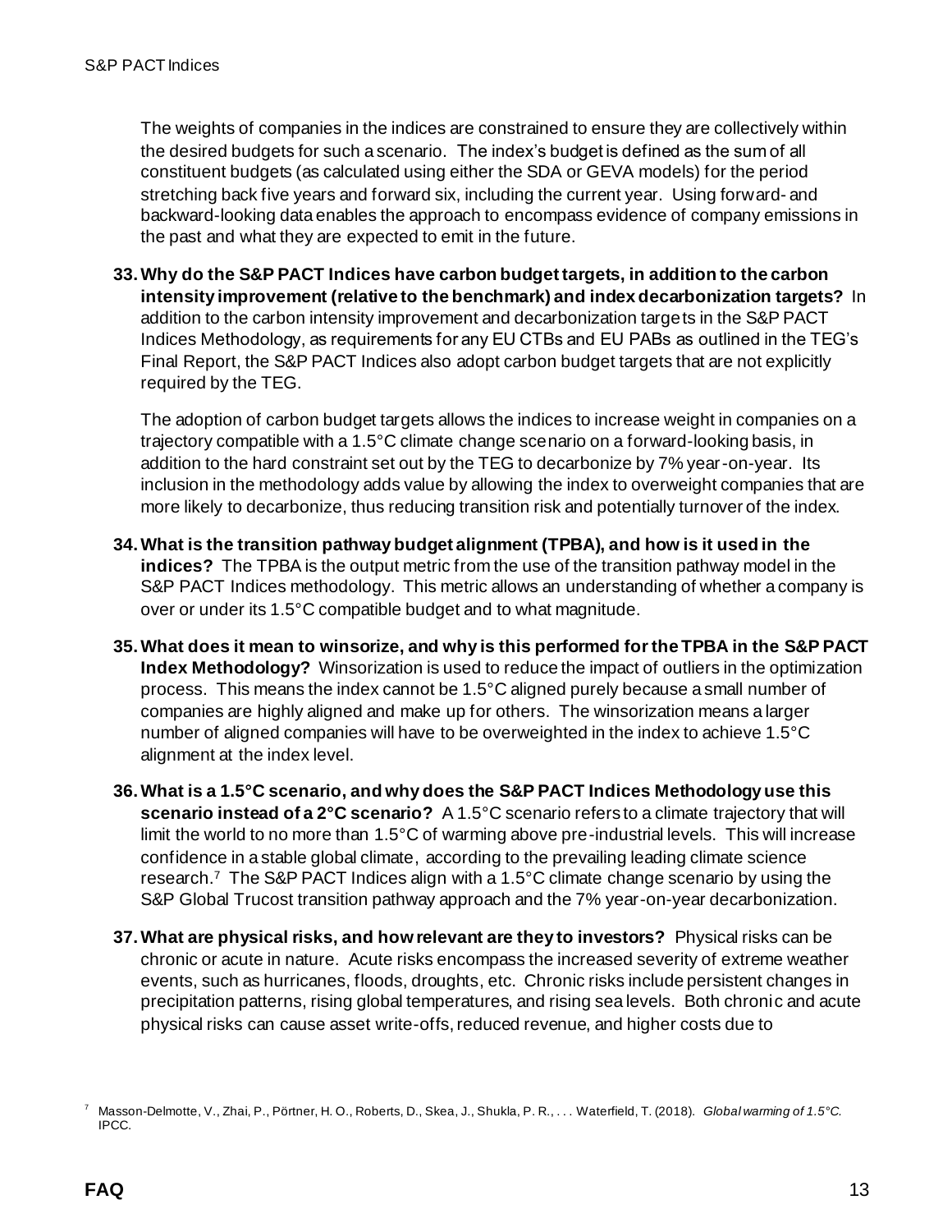The weights of companies in the indices are constrained to ensure they are collectively within the desired budgets for such a scenario. The index's budget is defined as the sum of all constituent budgets (as calculated using either the SDA or GEVA models) for the period stretching back five years and forward six, including the current year. Using forward- and backward-looking data enables the approach to encompass evidence of company emissions in the past and what they are expected to emit in the future.

33. **Why do the S&P PACT Indices have carbon budget targets, in addition to the carbon intensity improvement (relative to the benchmark) and index decarbonization targets?** In addition to the carbon intensity improvement and decarbonization targets in the S&P PACT Indices Methodology, as requirements for any EU CTBs and EU PABs as outlined in the TEG's Final Report, the S&P PACT Indices also adopt carbon budget targets that are not explicitly required by the TEG.

    The adoption of carbon budget targets allows the indices to increase weight in companies on a trajectory compatible with a 1.5°C climate change scenario on a forward-looking basis, in addition to the hard constraint set out by the TEG to decarbonize by 7% year-on-year. Its inclusion in the methodology adds value by allowing the index to overweight companies that are more likely to decarbonize, thus reducing transition risk and potentially turnover of the index.

34. **What is the transition pathway budget alignment (TPBA), and how is it used in the indices?** The TPBA is the output metric from the use of the transition pathway model in the S&P PACT Indices methodology. This metric allows an understanding of whether a company is over or under its 1.5°C compatible budget and to what magnitude.

35. **What does it mean to winsorize, and why is this performed for the TPBA in the S&P PACT Index Methodology?** Winsorization is used to reduce the impact of outliers in the optimization process. This means the index cannot be 1.5°C aligned purely because a small number of companies are highly aligned and make up for others. The winsorization means a larger number of aligned companies will have to be overweighted in the index to achieve 1.5°C alignment at the index level.

36. **What is a 1.5°C scenario, and why does the S&P PACT Indices Methodology use this scenario instead of a 2°C scenario?** A 1.5°C scenario refers to a climate trajectory that will limit the world to no more than 1.5°C of warming above pre-industrial levels. This will increase confidence in a stable global climate, according to the prevailing leading climate science research.[7] The S&P PACT Indices align with a 1.5°C climate change scenario by using the S&P Global Trucost transition pathway approach and the 7% year-on-year decarbonization.

37. **What are physical risks, and how relevant are they to investors?** Physical risks can be chronic or acute in nature. Acute risks encompass the increased severity of extreme weather events, such as hurricanes, floods, droughts, etc. Chronic risks include persistent changes in precipitation patterns, rising global temperatures, and rising sea levels. Both chronic and acute physical risks can cause asset write-offs, reduced revenue, and higher costs due to

[7] Masson-Delmotte, V., Zhai, P., Pörtner, H. O., Roberts, D., Skea, J., Shukla, P. R., . . . Waterfield, T. (2018). *Global warming of 1.5°C.* IPCC.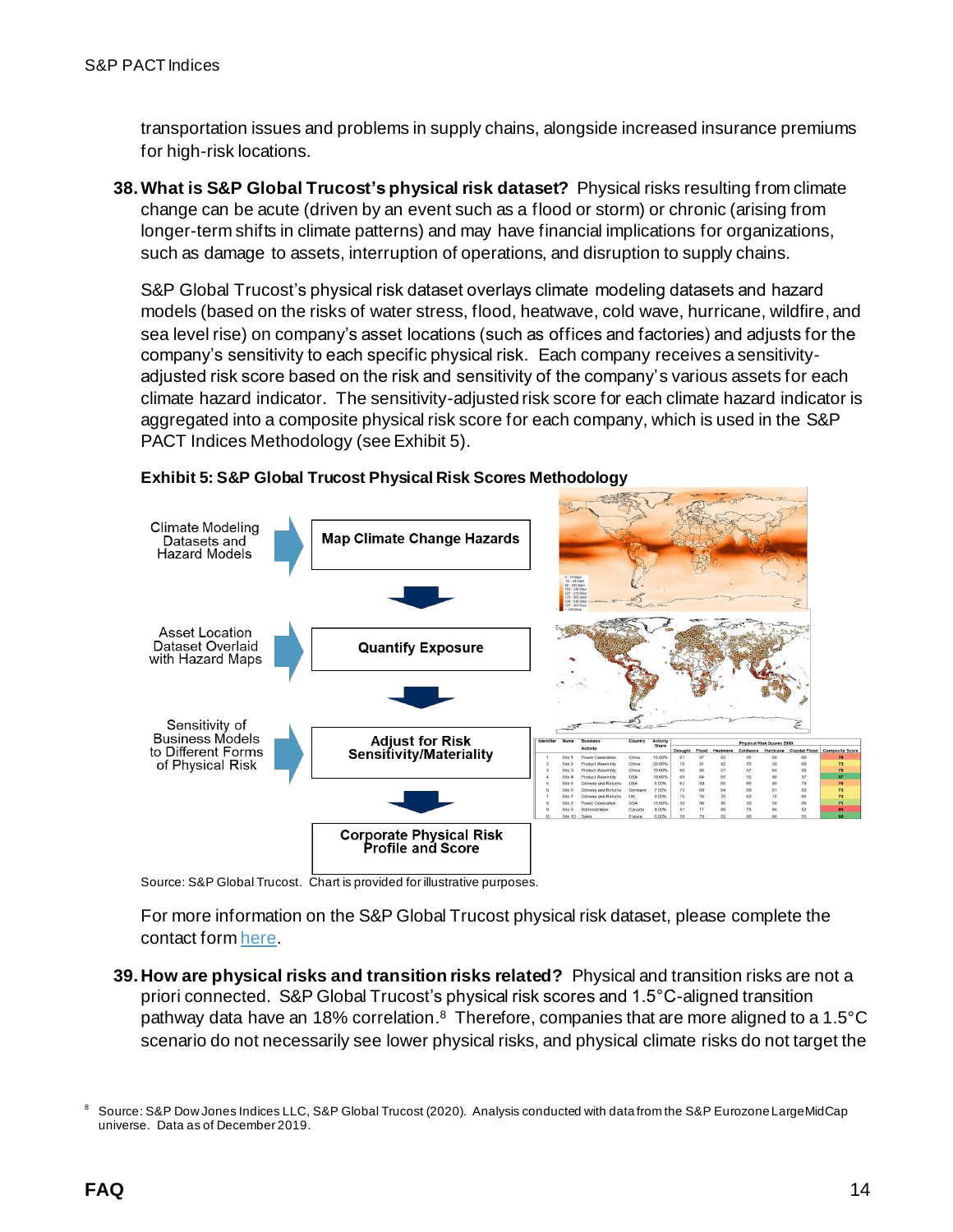transportation issues and problems in supply chains, alongside increased insurance premiums for high-risk locations.

38. **What is S&P Global Trucost's physical risk dataset?** Physical risks resulting from climate change can be acute (driven by an event such as a flood or storm) or chronic (arising from longer-term shifts in climate patterns) and may have financial implications for organizations, such as damage to assets, interruption of operations, and disruption to supply chains.

   S&P Global Trucost's physical risk dataset overlays climate modeling datasets and hazard models (based on the risks of water stress, flood, heatwave, cold wave, hurricane, wildfire, and sea level rise) on company's asset locations (such as offices and factories) and adjusts for the company's sensitivity to each specific physical risk. Each company receives a sensitivity-adjusted risk score based on the risk and sensitivity of the company's various assets for each climate hazard indicator. The sensitivity-adjusted risk score for each climate hazard indicator is aggregated into a composite physical risk score for each company, which is used in the S&P PACT Indices Methodology (see Exhibit 5).

   **Exhibit 5: S&P Global Trucost Physical Risk Scores Methodology**

   Climate Modeling Datasets and Hazard Models → **Map Climate Change Hazards**

   Asset Location Dataset Overlaid with Hazard Maps → **Quantify Exposure**

   Sensitivity of Business Models to Different Forms of Physical Risk → **Adjust for Risk Sensitivity/Materiality**

   **Corporate Physical Risk Profile and Score**

   Source: S&P Global Trucost. Chart is provided for illustrative purposes.

   For more information on the S&P Global Trucost physical risk dataset, please complete the contact form [here](#).

39. **How are physical risks and transition risks related?** Physical and transition risks are not a priori connected. S&P Global Trucost's physical risk scores and 1.5°C-aligned transition pathway data have an 18% correlation.[8] Therefore, companies that are more aligned to a 1.5°C scenario do not necessarily see lower physical risks, and physical climate risks do not target the

[8] Source: S&P Dow Jones Indices LLC, S&P Global Trucost (2020). Analysis conducted with data from the S&P Eurozone LargeMidCap universe. Data as of December 2019.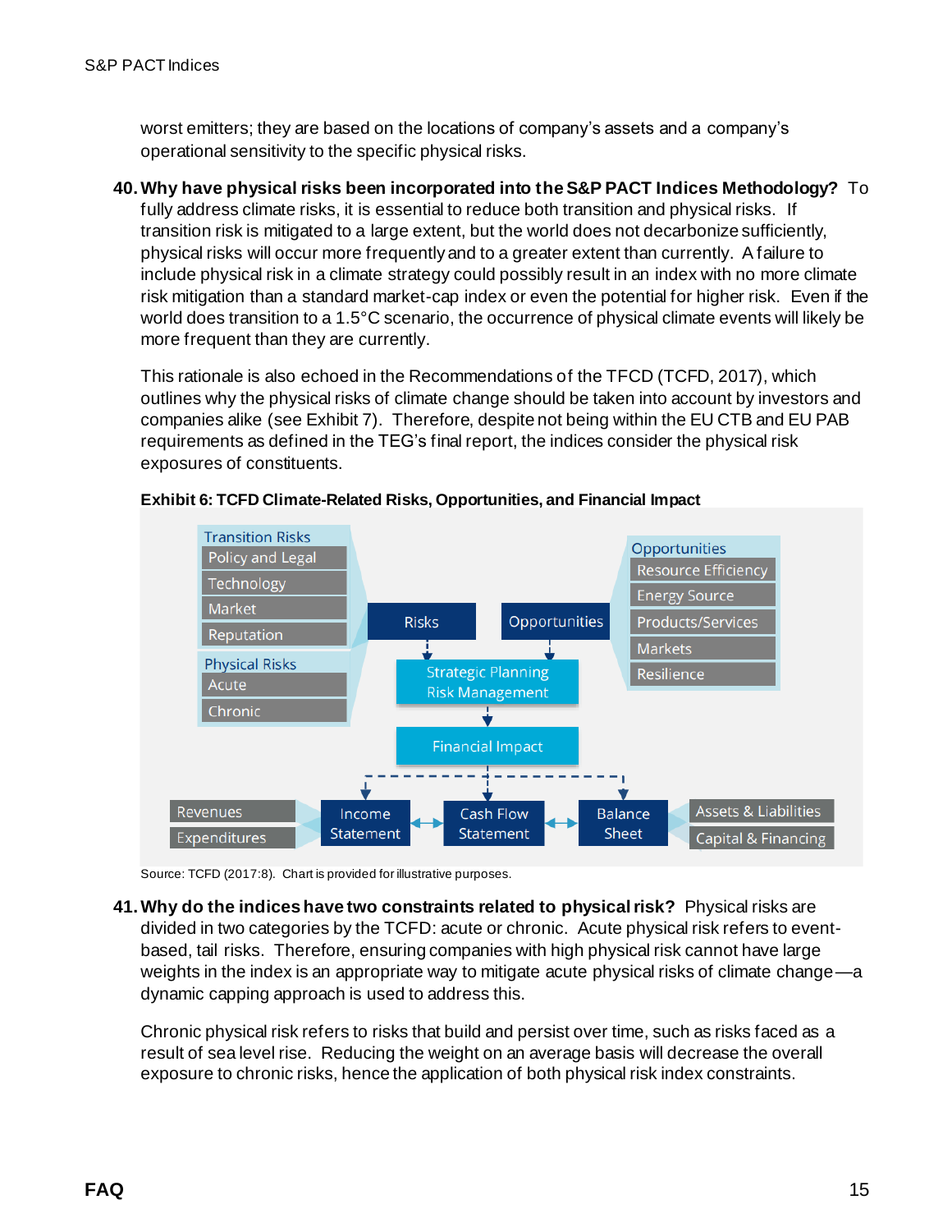worst emitters; they are based on the locations of company's assets and a company's operational sensitivity to the specific physical risks.

40. **Why have physical risks been incorporated into the S&P PACT Indices Methodology?** To fully address climate risks, it is essential to reduce both transition and physical risks. If transition risk is mitigated to a large extent, but the world does not decarbonize sufficiently, physical risks will occur more frequently and to a greater extent than currently. A failure to include physical risk in a climate strategy could possibly result in an index with no more climate risk mitigation than a standard market-cap index or even the potential for higher risk. Even if the world does transition to a 1.5°C scenario, the occurrence of physical climate events will likely be more frequent than they are currently.

    This rationale is also echoed in the Recommendations of the TFCD (TCFD, 2017), which outlines why the physical risks of climate change should be taken into account by investors and companies alike (see Exhibit 7). Therefore, despite not being within the EU CTB and EU PAB requirements as defined in the TEG's final report, the indices consider the physical risk exposures of constituents.

**Exhibit 6: TCFD Climate-Related Risks, Opportunities, and Financial Impact**

Source: TCFD (2017:8). Chart is provided for illustrative purposes.

41. **Why do the indices have two constraints related to physical risk?** Physical risks are divided in two categories by the TCFD: acute or chronic. Acute physical risk refers to event-based, tail risks. Therefore, ensuring companies with high physical risk cannot have large weights in the index is an appropriate way to mitigate acute physical risks of climate change—a dynamic capping approach is used to address this.

    Chronic physical risk refers to risks that build and persist over time, such as risks faced as a result of sea level rise. Reducing the weight on an average basis will decrease the overall exposure to chronic risks, hence the application of both physical risk index constraints.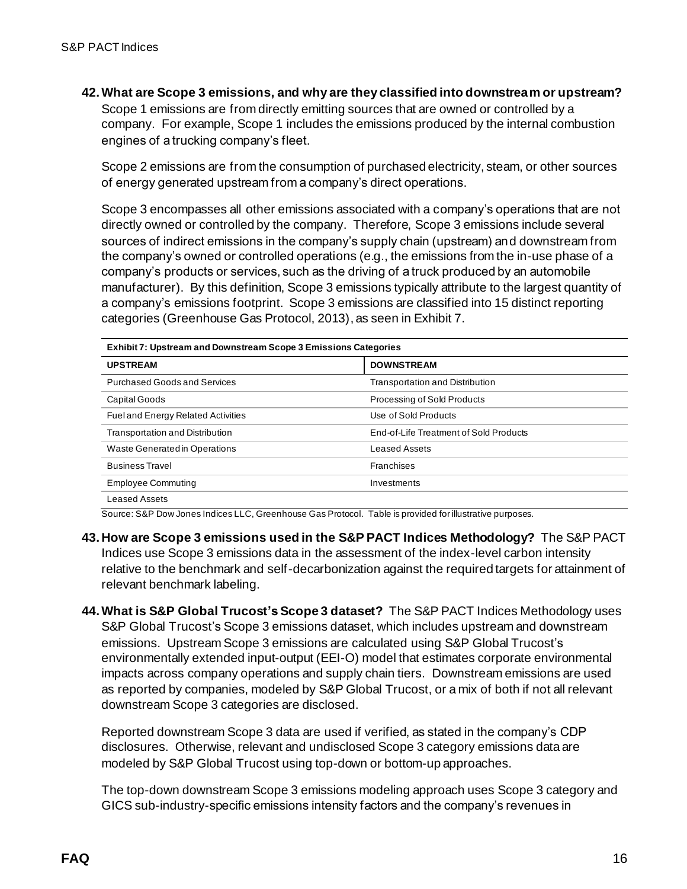**42. What are Scope 3 emissions, and why are they classified into downstream or upstream?**

Scope 1 emissions are from directly emitting sources that are owned or controlled by a company. For example, Scope 1 includes the emissions produced by the internal combustion engines of a trucking company's fleet.

Scope 2 emissions are from the consumption of purchased electricity, steam, or other sources of energy generated upstream from a company's direct operations.

Scope 3 encompasses all other emissions associated with a company's operations that are not directly owned or controlled by the company. Therefore, Scope 3 emissions include several sources of indirect emissions in the company's supply chain (upstream) and downstream from the company's owned or controlled operations (e.g., the emissions from the in-use phase of a company's products or services, such as the driving of a truck produced by an automobile manufacturer). By this definition, Scope 3 emissions typically attribute to the largest quantity of a company's emissions footprint. Scope 3 emissions are classified into 15 distinct reporting categories (Greenhouse Gas Protocol, 2013), as seen in Exhibit 7.

**Exhibit 7: Upstream and Downstream Scope 3 Emissions Categories**

| UPSTREAM | DOWNSTREAM |
|---|---|
| Purchased Goods and Services | Transportation and Distribution |
| Capital Goods | Processing of Sold Products |
| Fuel and Energy Related Activities | Use of Sold Products |
| Transportation and Distribution | End-of-Life Treatment of Sold Products |
| Waste Generated in Operations | Leased Assets |
| Business Travel | Franchises |
| Employee Commuting | Investments |
| Leased Assets | |

Source: S&P Dow Jones Indices LLC, Greenhouse Gas Protocol. Table is provided for illustrative purposes.

**43. How are Scope 3 emissions used in the S&P PACT Indices Methodology?** The S&P PACT Indices use Scope 3 emissions data in the assessment of the index-level carbon intensity relative to the benchmark and self-decarbonization against the required targets for attainment of relevant benchmark labeling.

**44. What is S&P Global Trucost's Scope 3 dataset?** The S&P PACT Indices Methodology uses S&P Global Trucost's Scope 3 emissions dataset, which includes upstream and downstream emissions. Upstream Scope 3 emissions are calculated using S&P Global Trucost's environmentally extended input-output (EEI-O) model that estimates corporate environmental impacts across company operations and supply chain tiers. Downstream emissions are used as reported by companies, modeled by S&P Global Trucost, or a mix of both if not all relevant downstream Scope 3 categories are disclosed.

Reported downstream Scope 3 data are used if verified, as stated in the company's CDP disclosures. Otherwise, relevant and undisclosed Scope 3 category emissions data are modeled by S&P Global Trucost using top-down or bottom-up approaches.

The top-down downstream Scope 3 emissions modeling approach uses Scope 3 category and GICS sub-industry-specific emissions intensity factors and the company's revenues in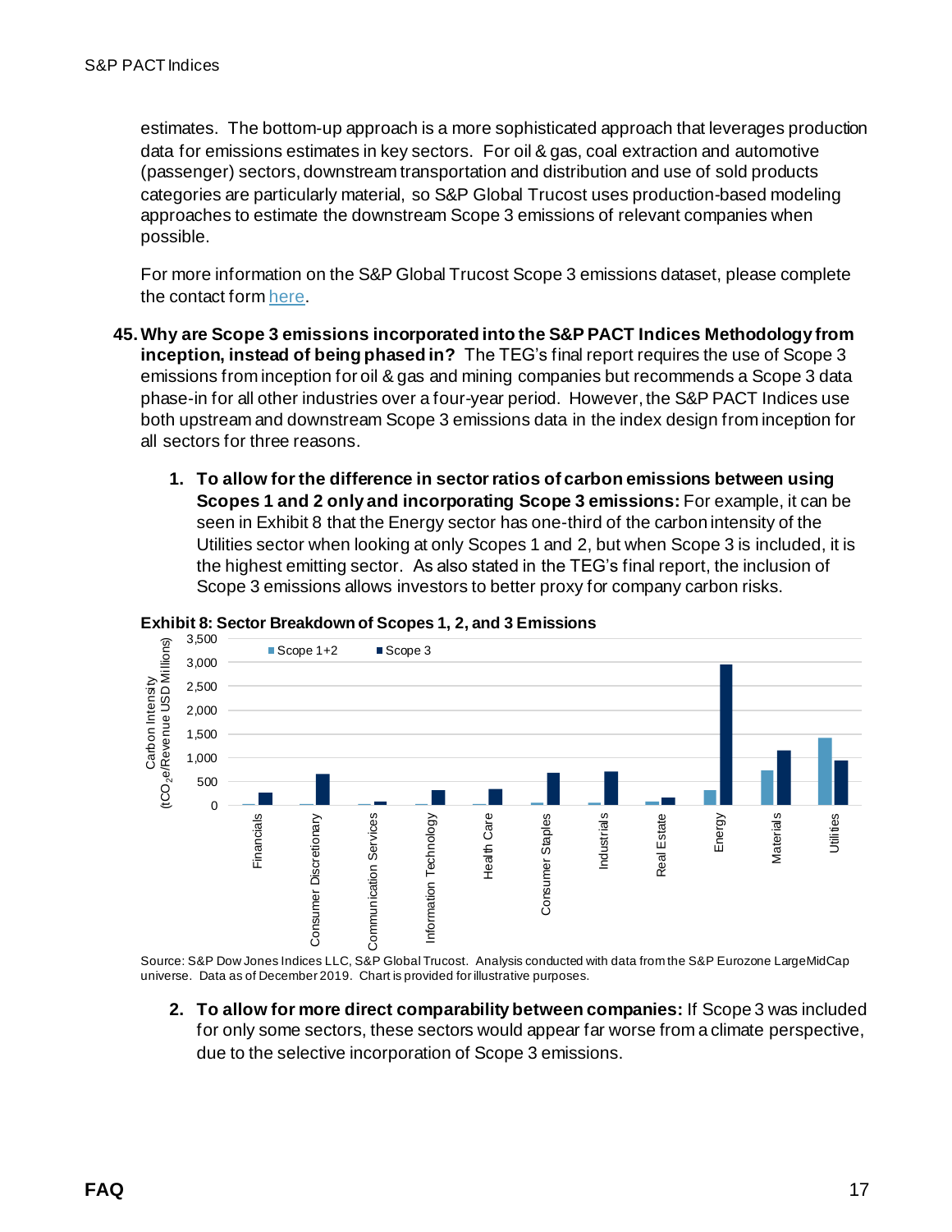estimates. The bottom-up approach is a more sophisticated approach that leverages production data for emissions estimates in key sectors. For oil & gas, coal extraction and automotive (passenger) sectors, downstream transportation and distribution and use of sold products categories are particularly material, so S&P Global Trucost uses production-based modeling approaches to estimate the downstream Scope 3 emissions of relevant companies when possible.

For more information on the S&P Global Trucost Scope 3 emissions dataset, please complete the contact form here.

45. **Why are Scope 3 emissions incorporated into the S&P PACT Indices Methodology from inception, instead of being phased in?** The TEG's final report requires the use of Scope 3 emissions from inception for oil & gas and mining companies but recommends a Scope 3 data phase-in for all other industries over a four-year period. However, the S&P PACT Indices use both upstream and downstream Scope 3 emissions data in the index design from inception for all sectors for three reasons.

    1. **To allow for the difference in sector ratios of carbon emissions between using Scopes 1 and 2 only and incorporating Scope 3 emissions:** For example, it can be seen in Exhibit 8 that the Energy sector has one-third of the carbon intensity of the Utilities sector when looking at only Scopes 1 and 2, but when Scope 3 is included, it is the highest emitting sector. As also stated in the TEG's final report, the inclusion of Scope 3 emissions allows investors to better proxy for company carbon risks.

**Exhibit 8: Sector Breakdown of Scopes 1, 2, and 3 Emissions**

Source: S&P Dow Jones Indices LLC, S&P Global Trucost. Analysis conducted with data from the S&P Eurozone LargeMidCap universe. Data as of December 2019. Chart is provided for illustrative purposes.

    2. **To allow for more direct comparability between companies:** If Scope 3 was included for only some sectors, these sectors would appear far worse from a climate perspective, due to the selective incorporation of Scope 3 emissions.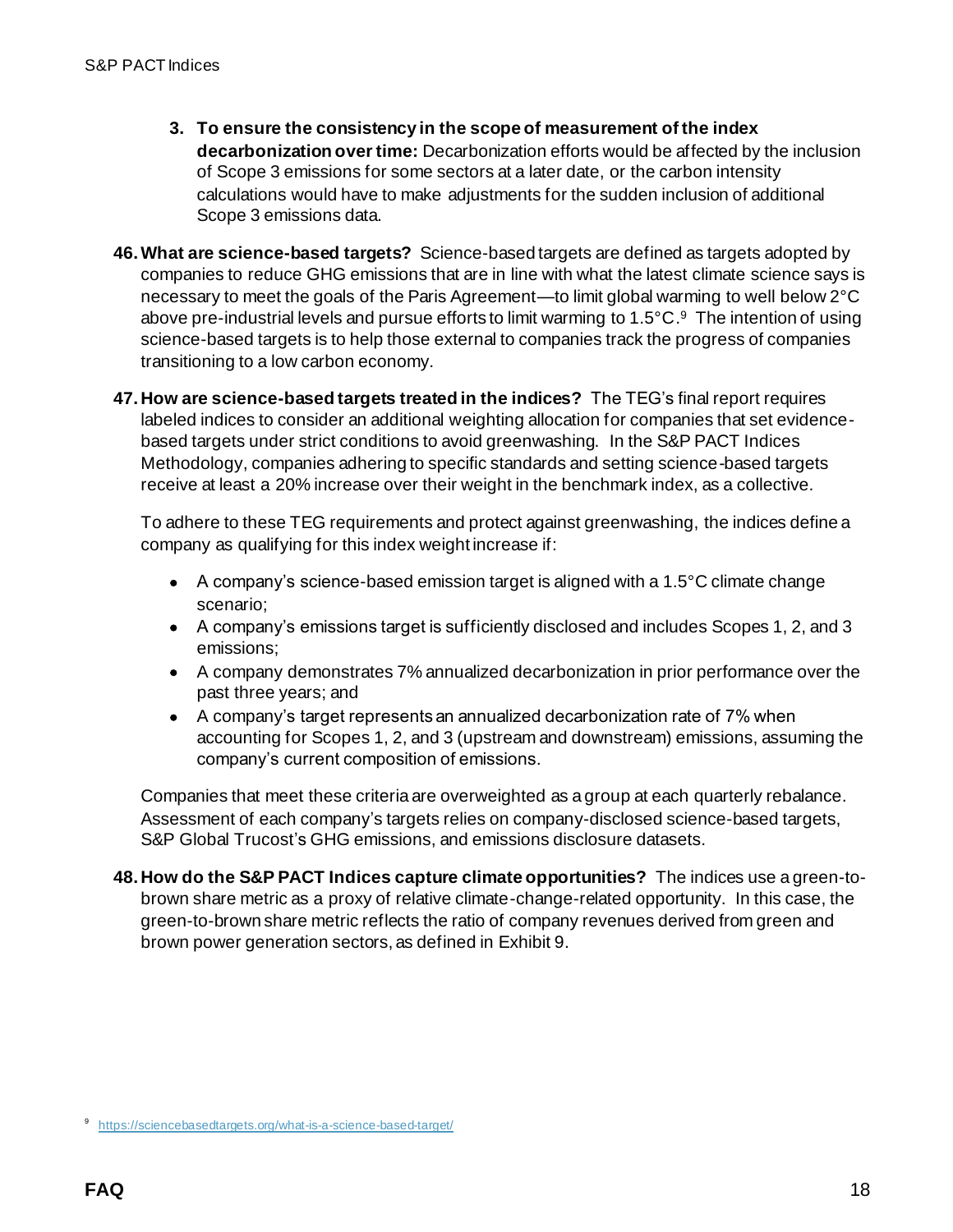3. **To ensure the consistency in the scope of measurement of the index decarbonization over time:** Decarbonization efforts would be affected by the inclusion of Scope 3 emissions for some sectors at a later date, or the carbon intensity calculations would have to make adjustments for the sudden inclusion of additional Scope 3 emissions data.

**46. What are science-based targets?** Science-based targets are defined as targets adopted by companies to reduce GHG emissions that are in line with what the latest climate science says is necessary to meet the goals of the Paris Agreement—to limit global warming to well below 2°C above pre-industrial levels and pursue efforts to limit warming to 1.5°C.[9] The intention of using science-based targets is to help those external to companies track the progress of companies transitioning to a low carbon economy.

**47. How are science-based targets treated in the indices?** The TEG's final report requires labeled indices to consider an additional weighting allocation for companies that set evidence-based targets under strict conditions to avoid greenwashing. In the S&P PACT Indices Methodology, companies adhering to specific standards and setting science-based targets receive at least a 20% increase over their weight in the benchmark index, as a collective.

To adhere to these TEG requirements and protect against greenwashing, the indices define a company as qualifying for this index weight increase if:

- A company's science-based emission target is aligned with a 1.5°C climate change scenario;
- A company's emissions target is sufficiently disclosed and includes Scopes 1, 2, and 3 emissions;
- A company demonstrates 7% annualized decarbonization in prior performance over the past three years; and
- A company's target represents an annualized decarbonization rate of 7% when accounting for Scopes 1, 2, and 3 (upstream and downstream) emissions, assuming the company's current composition of emissions.

Companies that meet these criteria are overweighted as a group at each quarterly rebalance. Assessment of each company's targets relies on company-disclosed science-based targets, S&P Global Trucost's GHG emissions, and emissions disclosure datasets.

**48. How do the S&P PACT Indices capture climate opportunities?** The indices use a green-to-brown share metric as a proxy of relative climate-change-related opportunity. In this case, the green-to-brown share metric reflects the ratio of company revenues derived from green and brown power generation sectors, as defined in Exhibit 9.

[9] https://sciencebasedtargets.org/what-is-a-science-based-target/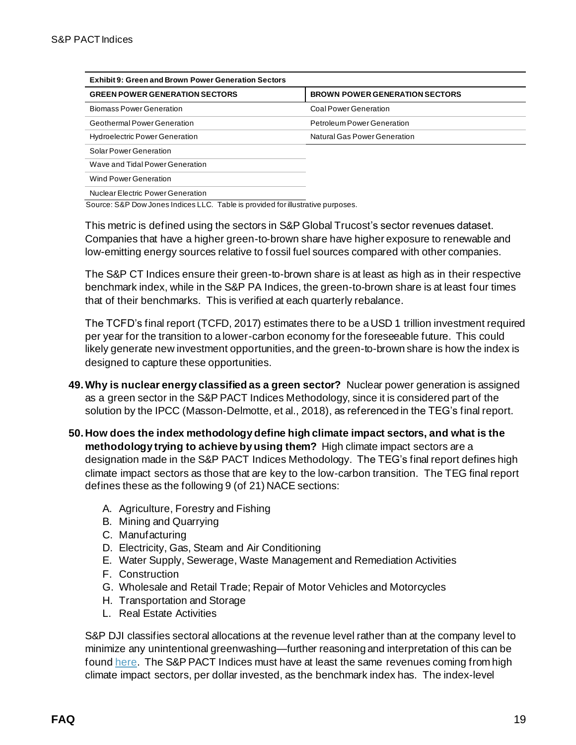**Exhibit 9: Green and Brown Power Generation Sectors**

| GREEN POWER GENERATION SECTORS | BROWN POWER GENERATION SECTORS |
| --- | --- |
| Biomass Power Generation | Coal Power Generation |
| Geothermal Power Generation | Petroleum Power Generation |
| Hydroelectric Power Generation | Natural Gas Power Generation |
| Solar Power Generation | |
| Wave and Tidal Power Generation | |
| Wind Power Generation | |
| Nuclear Electric Power Generation | |

Source: S&P Dow Jones Indices LLC. Table is provided for illustrative purposes.

This metric is defined using the sectors in S&P Global Trucost's sector revenues dataset. Companies that have a higher green-to-brown share have higher exposure to renewable and low-emitting energy sources relative to fossil fuel sources compared with other companies.

The S&P CT Indices ensure their green-to-brown share is at least as high as in their respective benchmark index, while in the S&P PA Indices, the green-to-brown share is at least four times that of their benchmarks. This is verified at each quarterly rebalance.

The TCFD's final report (TCFD, 2017) estimates there to be a USD 1 trillion investment required per year for the transition to a lower-carbon economy for the foreseeable future. This could likely generate new investment opportunities, and the green-to-brown share is how the index is designed to capture these opportunities.

49. **Why is nuclear energy classified as a green sector?** Nuclear power generation is assigned as a green sector in the S&P PACT Indices Methodology, since it is considered part of the solution by the IPCC (Masson-Delmotte, et al., 2018), as referenced in the TEG's final report.

50. **How does the index methodology define high climate impact sectors, and what is the methodology trying to achieve by using them?** High climate impact sectors are a designation made in the S&P PACT Indices Methodology. The TEG's final report defines high climate impact sectors as those that are key to the low-carbon transition. The TEG final report defines these as the following 9 (of 21) NACE sections:

    A. Agriculture, Forestry and Fishing
    B. Mining and Quarrying
    C. Manufacturing
    D. Electricity, Gas, Steam and Air Conditioning
    E. Water Supply, Sewerage, Waste Management and Remediation Activities
    F. Construction
    G. Wholesale and Retail Trade; Repair of Motor Vehicles and Motorcycles
    H. Transportation and Storage
    L. Real Estate Activities

    S&P DJI classifies sectoral allocations at the revenue level rather than at the company level to minimize any unintentional greenwashing—further reasoning and interpretation of this can be found here. The S&P PACT Indices must have at least the same revenues coming from high climate impact sectors, per dollar invested, as the benchmark index has. The index-level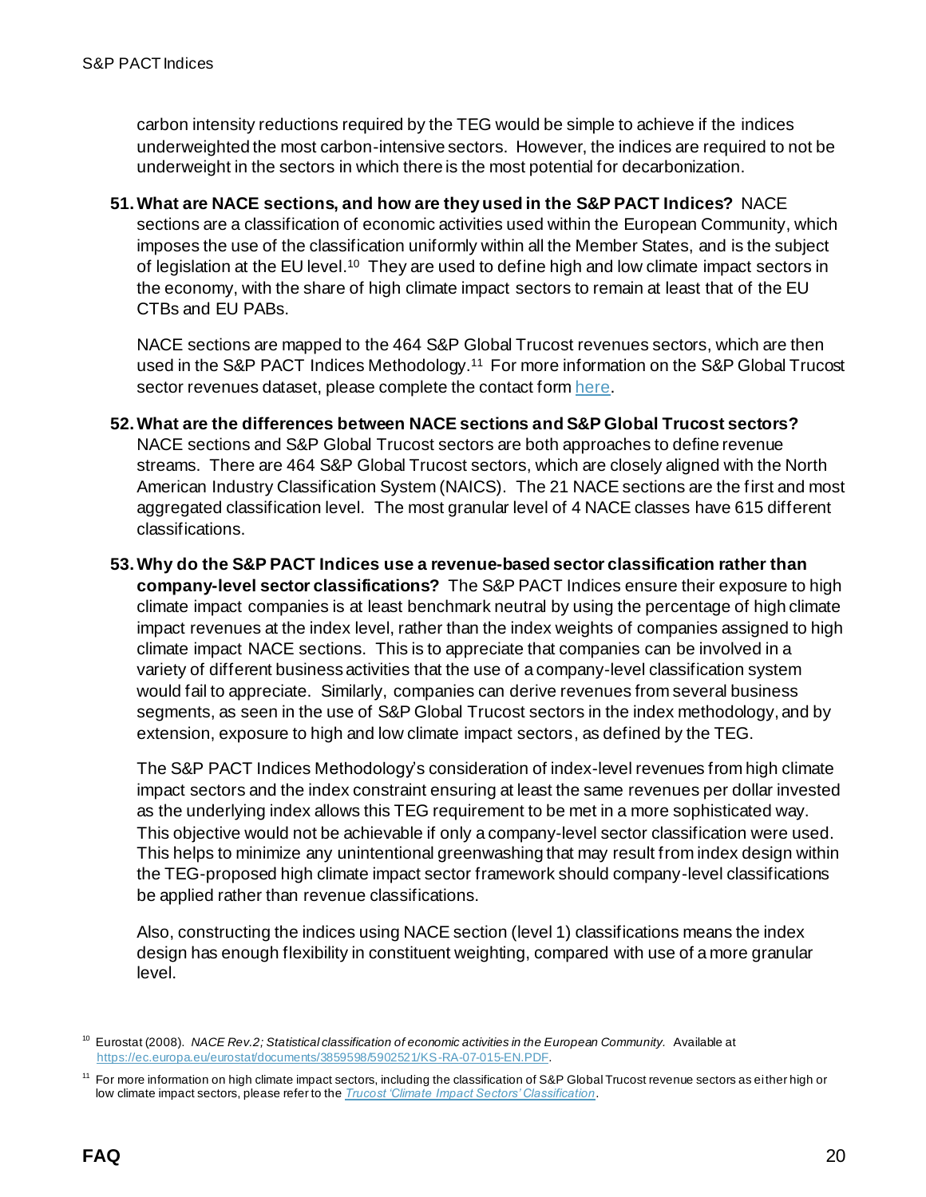carbon intensity reductions required by the TEG would be simple to achieve if the indices underweighted the most carbon-intensive sectors. However, the indices are required to not be underweight in the sectors in which there is the most potential for decarbonization.

51. **What are NACE sections, and how are they used in the S&P PACT Indices?** NACE sections are a classification of economic activities used within the European Community, which imposes the use of the classification uniformly within all the Member States, and is the subject of legislation at the EU level.[10] They are used to define high and low climate impact sectors in the economy, with the share of high climate impact sectors to remain at least that of the EU CTBs and EU PABs.

   NACE sections are mapped to the 464 S&P Global Trucost revenues sectors, which are then used in the S&P PACT Indices Methodology.[11] For more information on the S&P Global Trucost sector revenues dataset, please complete the contact form here.

52. **What are the differences between NACE sections and S&P Global Trucost sectors?** NACE sections and S&P Global Trucost sectors are both approaches to define revenue streams. There are 464 S&P Global Trucost sectors, which are closely aligned with the North American Industry Classification System (NAICS). The 21 NACE sections are the first and most aggregated classification level. The most granular level of 4 NACE classes have 615 different classifications.

53. **Why do the S&P PACT Indices use a revenue-based sector classification rather than company-level sector classifications?** The S&P PACT Indices ensure their exposure to high climate impact companies is at least benchmark neutral by using the percentage of high climate impact revenues at the index level, rather than the index weights of companies assigned to high climate impact NACE sections. This is to appreciate that companies can be involved in a variety of different business activities that the use of a company-level classification system would fail to appreciate. Similarly, companies can derive revenues from several business segments, as seen in the use of S&P Global Trucost sectors in the index methodology, and by extension, exposure to high and low climate impact sectors, as defined by the TEG.

   The S&P PACT Indices Methodology's consideration of index-level revenues from high climate impact sectors and the index constraint ensuring at least the same revenues per dollar invested as the underlying index allows this TEG requirement to be met in a more sophisticated way. This objective would not be achievable if only a company-level sector classification were used. This helps to minimize any unintentional greenwashing that may result from index design within the TEG-proposed high climate impact sector framework should company-level classifications be applied rather than revenue classifications.

   Also, constructing the indices using NACE section (level 1) classifications means the index design has enough flexibility in constituent weighting, compared with use of a more granular level.

---

[10] Eurostat (2008). *NACE Rev.2; Statistical classification of economic activities in the European Community.* Available at https://ec.europa.eu/eurostat/documents/3859598/5902521/KS-RA-07-015-EN.PDF.

[11] For more information on high climate impact sectors, including the classification of S&P Global Trucost revenue sectors as either high or low climate impact sectors, please refer to the *Trucost 'Climate Impact Sectors' Classification*.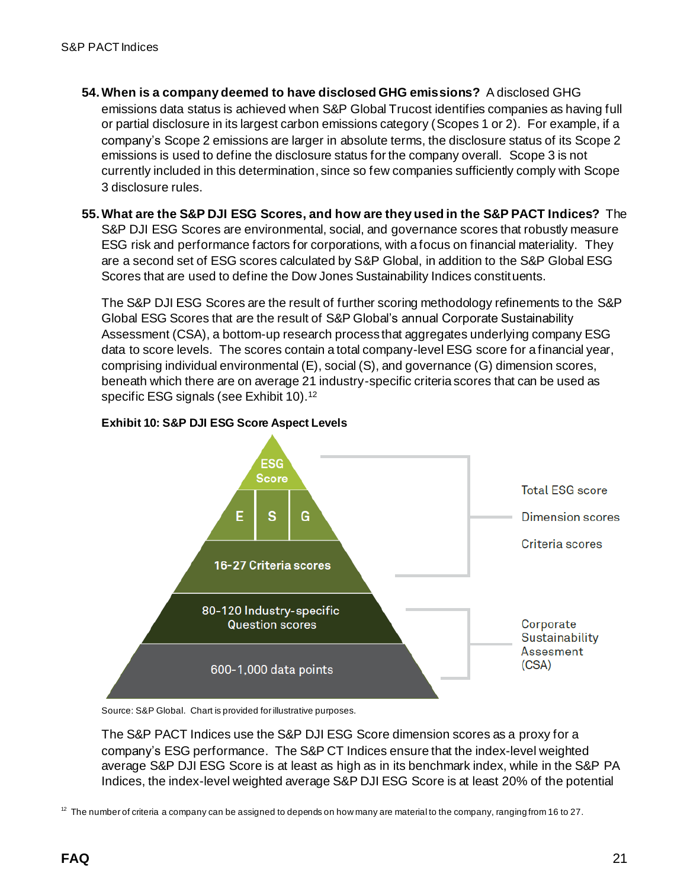54. **When is a company deemed to have disclosed GHG emissions?** A disclosed GHG emissions data status is achieved when S&P Global Trucost identifies companies as having full or partial disclosure in its largest carbon emissions category (Scopes 1 or 2). For example, if a company's Scope 2 emissions are larger in absolute terms, the disclosure status of its Scope 2 emissions is used to define the disclosure status for the company overall. Scope 3 is not currently included in this determination, since so few companies sufficiently comply with Scope 3 disclosure rules.

55. **What are the S&P DJI ESG Scores, and how are they used in the S&P PACT Indices?** The S&P DJI ESG Scores are environmental, social, and governance scores that robustly measure ESG risk and performance factors for corporations, with a focus on financial materiality. They are a second set of ESG scores calculated by S&P Global, in addition to the S&P Global ESG Scores that are used to define the Dow Jones Sustainability Indices constituents.

    The S&P DJI ESG Scores are the result of further scoring methodology refinements to the S&P Global ESG Scores that are the result of S&P Global's annual Corporate Sustainability Assessment (CSA), a bottom-up research process that aggregates underlying company ESG data to score levels. The scores contain a total company-level ESG score for a financial year, comprising individual environmental (E), social (S), and governance (G) dimension scores, beneath which there are on average 21 industry-specific criteria scores that can be used as specific ESG signals (see Exhibit 10).[12]

    **Exhibit 10: S&P DJI ESG Score Aspect Levels**

    | Pyramid Level | Grouping |
    |---|---|
    | ESG Score | Total ESG score |
    | E / S / G | Dimension scores |
    | 16-27 Criteria scores | Criteria scores |
    | 80-120 Industry-specific Question scores | Corporate Sustainability Assesment (CSA) |
    | 600-1,000 data points | Corporate Sustainability Assesment (CSA) |

    Source: S&P Global. Chart is provided for illustrative purposes.

    The S&P PACT Indices use the S&P DJI ESG Score dimension scores as a proxy for a company's ESG performance. The S&P CT Indices ensure that the index-level weighted average S&P DJI ESG Score is at least as high as in its benchmark index, while in the S&P PA Indices, the index-level weighted average S&P DJI ESG Score is at least 20% of the potential

[12] The number of criteria a company can be assigned to depends on how many are material to the company, ranging from 16 to 27.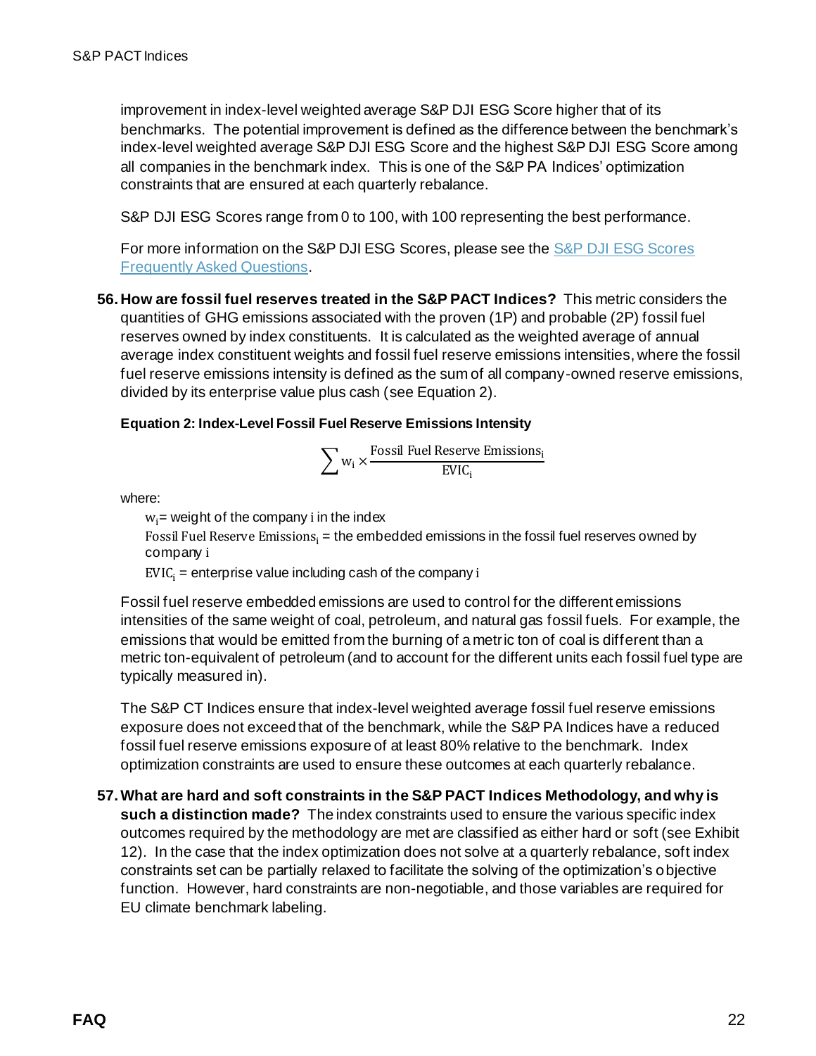improvement in index-level weighted average S&P DJI ESG Score higher that of its benchmarks. The potential improvement is defined as the difference between the benchmark's index-level weighted average S&P DJI ESG Score and the highest S&P DJI ESG Score among all companies in the benchmark index. This is one of the S&P PA Indices' optimization constraints that are ensured at each quarterly rebalance.

S&P DJI ESG Scores range from 0 to 100, with 100 representing the best performance.

For more information on the S&P DJI ESG Scores, please see the [S&P DJI ESG Scores Frequently Asked Questions](S&P DJI ESG Scores Frequently Asked Questions).

56. **How are fossil fuel reserves treated in the S&P PACT Indices?** This metric considers the quantities of GHG emissions associated with the proven (1P) and probable (2P) fossil fuel reserves owned by index constituents. It is calculated as the weighted average of annual average index constituent weights and fossil fuel reserve emissions intensities, where the fossil fuel reserve emissions intensity is defined as the sum of all company-owned reserve emissions, divided by its enterprise value plus cash (see Equation 2).

**Equation 2: Index-Level Fossil Fuel Reserve Emissions Intensity**

$$\sum \mathrm{w_i} \times \frac{\text{Fossil Fuel Reserve Emissions}_\mathrm{i}}{\mathrm{EVIC_i}}$$

where:

$\mathrm{w_i}$ = weight of the company i in the index
$\text{Fossil Fuel Reserve Emissions}_\mathrm{i}$ = the embedded emissions in the fossil fuel reserves owned by company i
$\mathrm{EVIC_i}$ = enterprise value including cash of the company i

Fossil fuel reserve embedded emissions are used to control for the different emissions intensities of the same weight of coal, petroleum, and natural gas fossil fuels. For example, the emissions that would be emitted from the burning of a metric ton of coal is different than a metric ton-equivalent of petroleum (and to account for the different units each fossil fuel type are typically measured in).

The S&P CT Indices ensure that index-level weighted average fossil fuel reserve emissions exposure does not exceed that of the benchmark, while the S&P PA Indices have a reduced fossil fuel reserve emissions exposure of at least 80% relative to the benchmark. Index optimization constraints are used to ensure these outcomes at each quarterly rebalance.

57. **What are hard and soft constraints in the S&P PACT Indices Methodology, and why is such a distinction made?** The index constraints used to ensure the various specific index outcomes required by the methodology are met are classified as either hard or soft (see Exhibit 12). In the case that the index optimization does not solve at a quarterly rebalance, soft index constraints set can be partially relaxed to facilitate the solving of the optimization's objective function. However, hard constraints are non-negotiable, and those variables are required for EU climate benchmark labeling.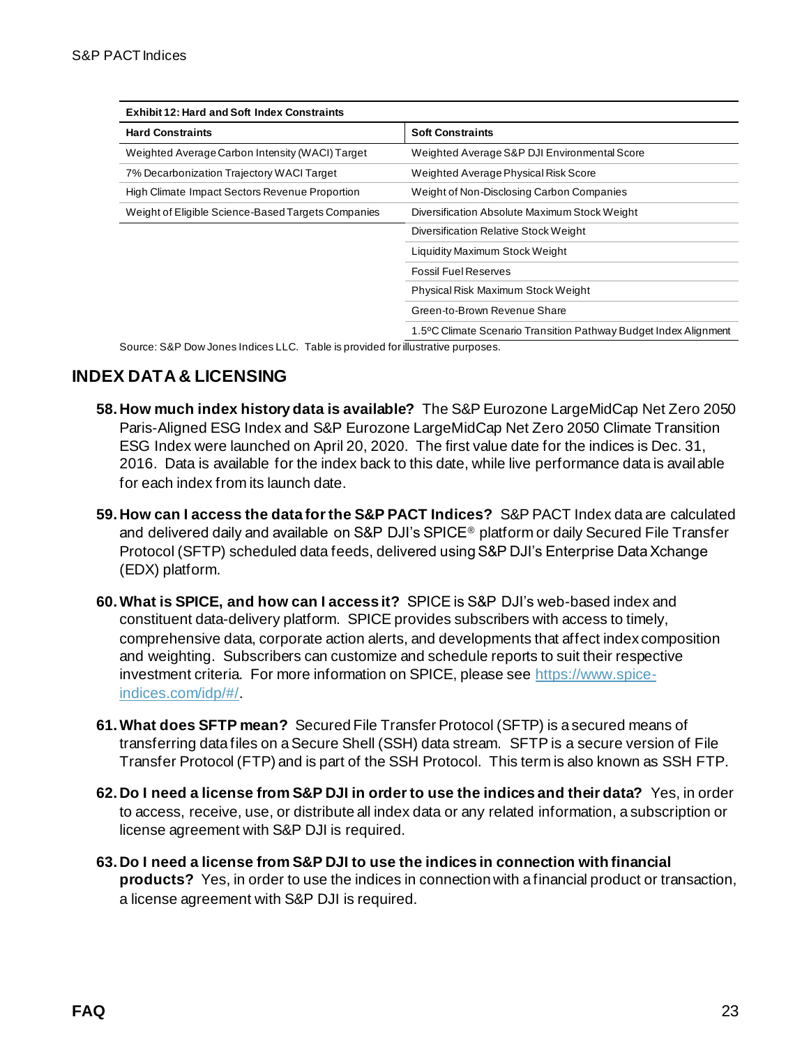**Exhibit 12: Hard and Soft Index Constraints**

| Hard Constraints | Soft Constraints |
|---|---|
| Weighted Average Carbon Intensity (WACI) Target | Weighted Average S&P DJI Environmental Score |
| 7% Decarbonization Trajectory WACI Target | Weighted Average Physical Risk Score |
| High Climate Impact Sectors Revenue Proportion | Weight of Non-Disclosing Carbon Companies |
| Weight of Eligible Science-Based Targets Companies | Diversification Absolute Maximum Stock Weight |
| | Diversification Relative Stock Weight |
| | Liquidity Maximum Stock Weight |
| | Fossil Fuel Reserves |
| | Physical Risk Maximum Stock Weight |
| | Green-to-Brown Revenue Share |
| | 1.5ºC Climate Scenario Transition Pathway Budget Index Alignment |

Source: S&P Dow Jones Indices LLC. Table is provided for illustrative purposes.

## INDEX DATA & LICENSING

58. **How much index history data is available?** The S&P Eurozone LargeMidCap Net Zero 2050 Paris-Aligned ESG Index and S&P Eurozone LargeMidCap Net Zero 2050 Climate Transition ESG Index were launched on April 20, 2020. The first value date for the indices is Dec. 31, 2016. Data is available for the index back to this date, while live performance data is available for each index from its launch date.

59. **How can I access the data for the S&P PACT Indices?** S&P PACT Index data are calculated and delivered daily and available on S&P DJI's SPICE® platform or daily Secured File Transfer Protocol (SFTP) scheduled data feeds, delivered using S&P DJI's Enterprise Data Xchange (EDX) platform.

60. **What is SPICE, and how can I access it?** SPICE is S&P DJI's web-based index and constituent data-delivery platform. SPICE provides subscribers with access to timely, comprehensive data, corporate action alerts, and developments that affect index composition and weighting. Subscribers can customize and schedule reports to suit their respective investment criteria. For more information on SPICE, please see https://www.spice-indices.com/idp/#/.

61. **What does SFTP mean?** Secured File Transfer Protocol (SFTP) is a secured means of transferring data files on a Secure Shell (SSH) data stream. SFTP is a secure version of File Transfer Protocol (FTP) and is part of the SSH Protocol. This term is also known as SSH FTP.

62. **Do I need a license from S&P DJI in order to use the indices and their data?** Yes, in order to access, receive, use, or distribute all index data or any related information, a subscription or license agreement with S&P DJI is required.

63. **Do I need a license from S&P DJI to use the indices in connection with financial products?** Yes, in order to use the indices in connection with a financial product or transaction, a license agreement with S&P DJI is required.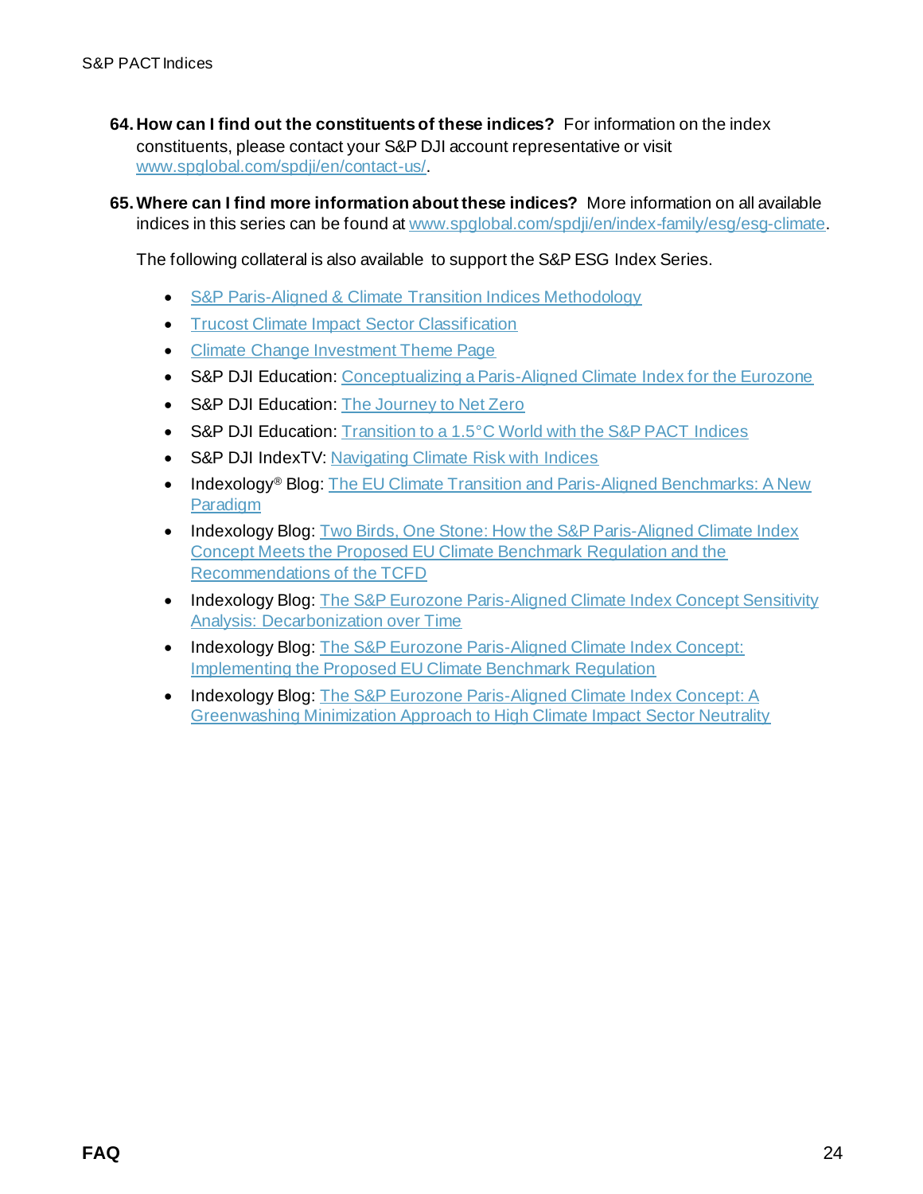64. **How can I find out the constituents of these indices?** For information on the index constituents, please contact your S&P DJI account representative or visit www.spglobal.com/spdji/en/contact-us/.

65. **Where can I find more information about these indices?** More information on all available indices in this series can be found at www.spglobal.com/spdji/en/index-family/esg/esg-climate.

    The following collateral is also available to support the S&P ESG Index Series.

    - S&P Paris-Aligned & Climate Transition Indices Methodology
    - Trucost Climate Impact Sector Classification
    - Climate Change Investment Theme Page
    - S&P DJI Education: Conceptualizing a Paris-Aligned Climate Index for the Eurozone
    - S&P DJI Education: The Journey to Net Zero
    - S&P DJI Education: Transition to a 1.5°C World with the S&P PACT Indices
    - S&P DJI IndexTV: Navigating Climate Risk with Indices
    - Indexology® Blog: The EU Climate Transition and Paris-Aligned Benchmarks: A New Paradigm
    - Indexology Blog: Two Birds, One Stone: How the S&P Paris-Aligned Climate Index Concept Meets the Proposed EU Climate Benchmark Regulation and the Recommendations of the TCFD
    - Indexology Blog: The S&P Eurozone Paris-Aligned Climate Index Concept Sensitivity Analysis: Decarbonization over Time
    - Indexology Blog: The S&P Eurozone Paris-Aligned Climate Index Concept: Implementing the Proposed EU Climate Benchmark Regulation
    - Indexology Blog: The S&P Eurozone Paris-Aligned Climate Index Concept: A Greenwashing Minimization Approach to High Climate Impact Sector Neutrality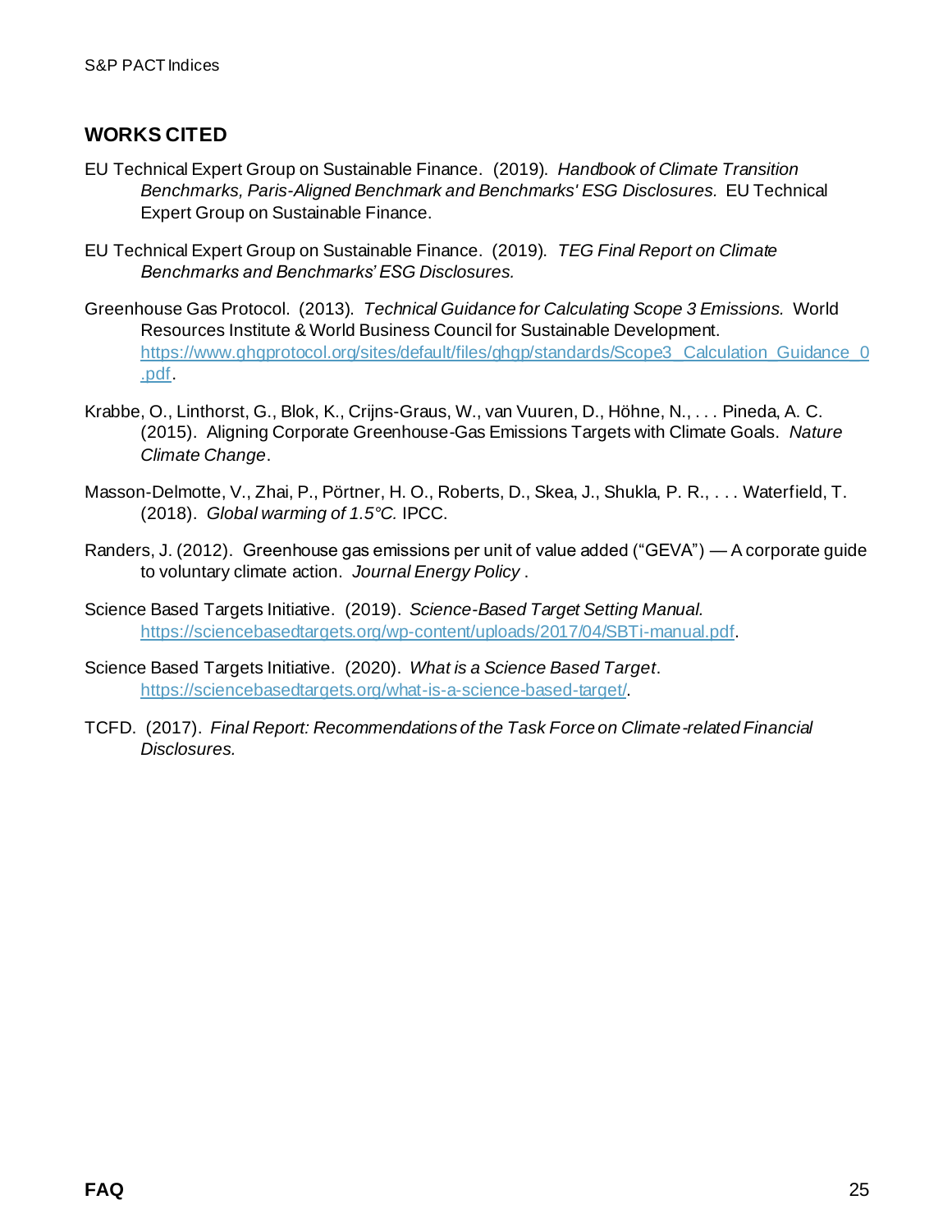## WORKS CITED

EU Technical Expert Group on Sustainable Finance. (2019). *Handbook of Climate Transition Benchmarks, Paris-Aligned Benchmark and Benchmarks' ESG Disclosures.* EU Technical Expert Group on Sustainable Finance.

EU Technical Expert Group on Sustainable Finance. (2019). *TEG Final Report on Climate Benchmarks and Benchmarks' ESG Disclosures.*

Greenhouse Gas Protocol. (2013). *Technical Guidance for Calculating Scope 3 Emissions.* World Resources Institute & World Business Council for Sustainable Development. https://www.ghgprotocol.org/sites/default/files/ghgp/standards/Scope3_Calculation_Guidance_0.pdf.

Krabbe, O., Linthorst, G., Blok, K., Crijns-Graus, W., van Vuuren, D., Höhne, N., . . . Pineda, A. C. (2015). Aligning Corporate Greenhouse-Gas Emissions Targets with Climate Goals. *Nature Climate Change*.

Masson-Delmotte, V., Zhai, P., Pörtner, H. O., Roberts, D., Skea, J., Shukla, P. R., . . . Waterfield, T. (2018). *Global warming of 1.5°C.* IPCC.

Randers, J. (2012). Greenhouse gas emissions per unit of value added ("GEVA") — A corporate guide to voluntary climate action. *Journal Energy Policy* .

Science Based Targets Initiative. (2019). *Science-Based Target Setting Manual.* https://sciencebasedtargets.org/wp-content/uploads/2017/04/SBTi-manual.pdf.

Science Based Targets Initiative. (2020). *What is a Science Based Target*. https://sciencebasedtargets.org/what-is-a-science-based-target/.

TCFD. (2017). *Final Report: Recommendations of the Task Force on Climate-related Financial Disclosures.*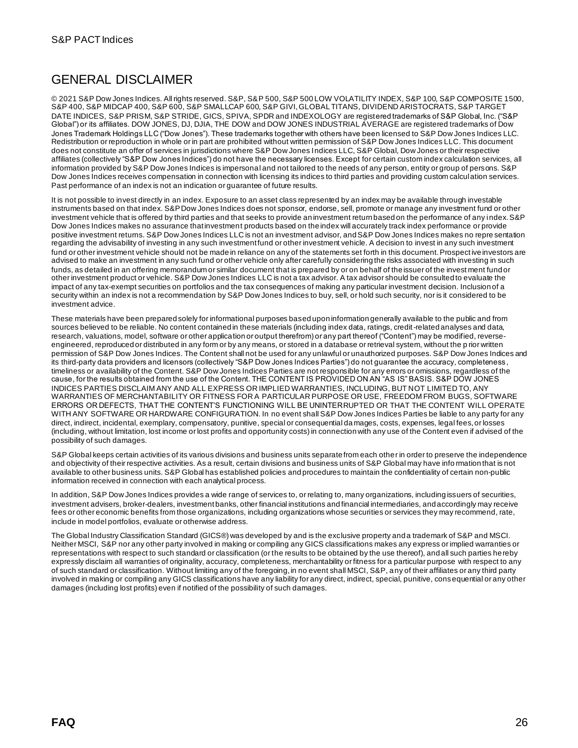# GENERAL DISCLAIMER

© 2021 S&P Dow Jones Indices. All rights reserved. S&P, S&P 500, S&P 500 LOW VOLATILITY INDEX, S&P 100, S&P COMPOSITE 1500, S&P 400, S&P MIDCAP 400, S&P 600, S&P SMALLCAP 600, S&P GIVI, GLOBAL TITANS, DIVIDEND ARISTOCRATS, S&P TARGET DATE INDICES, S&P PRISM, S&P STRIDE, GICS, SPIVA, SPDR and INDEXOLOGY are registered trademarks of S&P Global, Inc. ("S&P Global") or its affiliates. DOW JONES, DJ, DJIA, THE DOW and DOW JONES INDUSTRIAL AVERAGE are registered trademarks of Dow Jones Trademark Holdings LLC ("Dow Jones"). These trademarks together with others have been licensed to S&P Dow Jones Indices LLC. Redistribution or reproduction in whole or in part are prohibited without written permission of S&P Dow Jones Indices LLC. This document does not constitute an offer of services in jurisdictions where S&P Dow Jones Indices LLC, S&P Global, Dow Jones or their respective affiliates (collectively "S&P Dow Jones Indices") do not have the necessary licenses. Except for certain custom index calculation services, all information provided by S&P Dow Jones Indices is impersonal and not tailored to the needs of any person, entity or group of persons. S&P Dow Jones Indices receives compensation in connection with licensing its indices to third parties and providing custom calculation services. Past performance of an index is not an indication or guarantee of future results.

It is not possible to invest directly in an index. Exposure to an asset class represented by an index may be available through investable instruments based on that index. S&P Dow Jones Indices does not sponsor, endorse, sell, promote or manage any investment fund or other investment vehicle that is offered by third parties and that seeks to provide an investment return based on the performance of any index. S&P Dow Jones Indices makes no assurance that investment products based on the index will accurately track index performance or provide positive investment returns. S&P Dow Jones Indices LLC is not an investment advisor, and S&P Dow Jones Indices makes no representation regarding the advisability of investing in any such investment fund or other investment vehicle. A decision to invest in any such investment fund or other investment vehicle should not be made in reliance on any of the statements set forth in this document. Prospective investors are advised to make an investment in any such fund or other vehicle only after carefully considering the risks associated with investing in such funds, as detailed in an offering memorandum or similar document that is prepared by or on behalf of the issuer of the investment fund or other investment product or vehicle. S&P Dow Jones Indices LLC is not a tax advisor. A tax advisor should be consulted to evaluate the impact of any tax-exempt securities on portfolios and the tax consequences of making any particular investment decision. Inclusion of a security within an index is not a recommendation by S&P Dow Jones Indices to buy, sell, or hold such security, nor is it considered to be investment advice.

These materials have been prepared solely for informational purposes based upon information generally available to the public and from sources believed to be reliable. No content contained in these materials (including index data, ratings, credit-related analyses and data, research, valuations, model, software or other application or output therefrom) or any part thereof ("Content") may be modified, reverse-engineered, reproduced or distributed in any form or by any means, or stored in a database or retrieval system, without the prior written permission of S&P Dow Jones Indices. The Content shall not be used for any unlawful or unauthorized purposes. S&P Dow Jones Indices and its third-party data providers and licensors (collectively "S&P Dow Jones Indices Parties") do not guarantee the accuracy, completeness, timeliness or availability of the Content. S&P Dow Jones Indices Parties are not responsible for any errors or omissions, regardless of the cause, for the results obtained from the use of the Content. THE CONTENT IS PROVIDED ON AN "AS IS" BASIS. S&P DOW JONES INDICES PARTIES DISCLAIM ANY AND ALL EXPRESS OR IMPLIED WARRANTIES, INCLUDING, BUT NOT LIMITED TO, ANY WARRANTIES OF MERCHANTABILITY OR FITNESS FOR A PARTICULAR PURPOSE OR USE, FREEDOM FROM BUGS, SOFTWARE ERRORS OR DEFECTS, THAT THE CONTENT'S FUNCTIONING WILL BE UNINTERRUPTED OR THAT THE CONTENT WILL OPERATE WITH ANY SOFTWARE OR HARDWARE CONFIGURATION. In no event shall S&P Dow Jones Indices Parties be liable to any party for any direct, indirect, incidental, exemplary, compensatory, punitive, special or consequential damages, costs, expenses, legal fees, or losses (including, without limitation, lost income or lost profits and opportunity costs) in connection with any use of the Content even if advised of the possibility of such damages.

S&P Global keeps certain activities of its various divisions and business units separate from each other in order to preserve the independence and objectivity of their respective activities. As a result, certain divisions and business units of S&P Global may have information that is not available to other business units. S&P Global has established policies and procedures to maintain the confidentiality of certain non-public information received in connection with each analytical process.

In addition, S&P Dow Jones Indices provides a wide range of services to, or relating to, many organizations, including issuers of securities, investment advisers, broker-dealers, investment banks, other financial institutions and financial intermediaries, and accordingly may receive fees or other economic benefits from those organizations, including organizations whose securities or services they may recommend, rate, include in model portfolios, evaluate or otherwise address.

The Global Industry Classification Standard (GICS®) was developed by and is the exclusive property and a trademark of S&P and MSCI. Neither MSCI, S&P nor any other party involved in making or compiling any GICS classifications makes any express or implied warranties or representations with respect to such standard or classification (or the results to be obtained by the use thereof), and all such parties hereby expressly disclaim all warranties of originality, accuracy, completeness, merchantability or fitness for a particular purpose with respect to any of such standard or classification. Without limiting any of the foregoing, in no event shall MSCI, S&P, any of their affiliates or any third party involved in making or compiling any GICS classifications have any liability for any direct, indirect, special, punitive, consequential or any other damages (including lost profits) even if notified of the possibility of such damages.